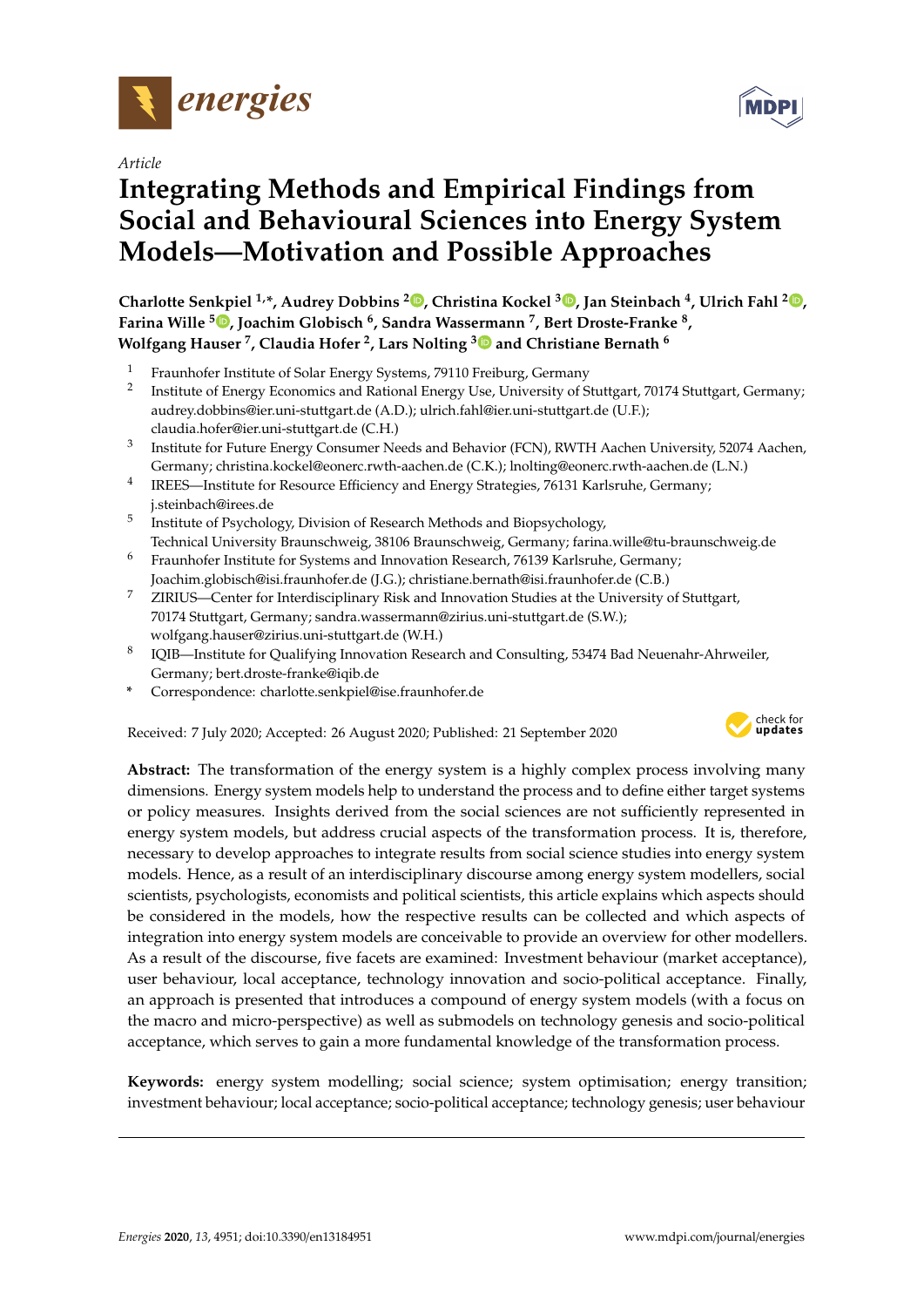*Article*

# Integrating Methods and Empirical Findings from Social and Behavioural Sciences into Energy System Models—Motivation and Possible Approaches

**Charlotte Senkpiel [1,*], Audrey Dobbins [2], Christina Kockel [3], Jan Steinbach [4], Ulrich Fahl [2], Farina Wille [5], Joachim Globisch [6], Sandra Wassermann [7], Bert Droste-Franke [8], Wolfgang Hauser [7], Claudia Hofer [2], Lars Nolting [3] and Christiane Bernath [6]**

1. Fraunhofer Institute of Solar Energy Systems, 79110 Freiburg, Germany
2. Institute of Energy Economics and Rational Energy Use, University of Stuttgart, 70174 Stuttgart, Germany; audrey.dobbins@ier.uni-stuttgart.de (A.D.); ulrich.fahl@ier.uni-stuttgart.de (U.F.); claudia.hofer@ier.uni-stuttgart.de (C.H.)
3. Institute for Future Energy Consumer Needs and Behavior (FCN), RWTH Aachen University, 52074 Aachen, Germany; christina.kockel@eonerc.rwth-aachen.de (C.K.); lnolting@eonerc.rwth-aachen.de (L.N.)
4. IREES—Institute for Resource Efficiency and Energy Strategies, 76131 Karlsruhe, Germany; j.steinbach@irees.de
5. Institute of Psychology, Division of Research Methods and Biopsychology, Technical University Braunschweig, 38106 Braunschweig, Germany; farina.wille@tu-braunschweig.de
6. Fraunhofer Institute for Systems and Innovation Research, 76139 Karlsruhe, Germany; Joachim.globisch@isi.fraunhofer.de (J.G.); christiane.bernath@isi.fraunhofer.de (C.B.)
7. ZIRIUS—Center for Interdisciplinary Risk and Innovation Studies at the University of Stuttgart, 70174 Stuttgart, Germany; sandra.wassermann@zirius.uni-stuttgart.de (S.W.); wolfgang.hauser@zirius.uni-stuttgart.de (W.H.)
8. IQIB—Institute for Qualifying Innovation Research and Consulting, 53474 Bad Neuenahr-Ahrweiler, Germany; bert.droste-franke@iqib.de

\* Correspondence: charlotte.senkpiel@ise.fraunhofer.de

Received: 7 July 2020; Accepted: 26 August 2020; Published: 21 September 2020

**Abstract:** The transformation of the energy system is a highly complex process involving many dimensions. Energy system models help to understand the process and to define either target systems or policy measures. Insights derived from the social sciences are not sufficiently represented in energy system models, but address crucial aspects of the transformation process. It is, therefore, necessary to develop approaches to integrate results from social science studies into energy system models. Hence, as a result of an interdisciplinary discourse among energy system modellers, social scientists, psychologists, economists and political scientists, this article explains which aspects should be considered in the models, how the respective results can be collected and which aspects of integration into energy system models are conceivable to provide an overview for other modellers. As a result of the discourse, five facets are examined: Investment behaviour (market acceptance), user behaviour, local acceptance, technology innovation and socio-political acceptance. Finally, an approach is presented that introduces a compound of energy system models (with a focus on the macro and micro-perspective) as well as submodels on technology genesis and socio-political acceptance, which serves to gain a more fundamental knowledge of the transformation process.

**Keywords:** energy system modelling; social science; system optimisation; energy transition; investment behaviour; local acceptance; socio-political acceptance; technology genesis; user behaviour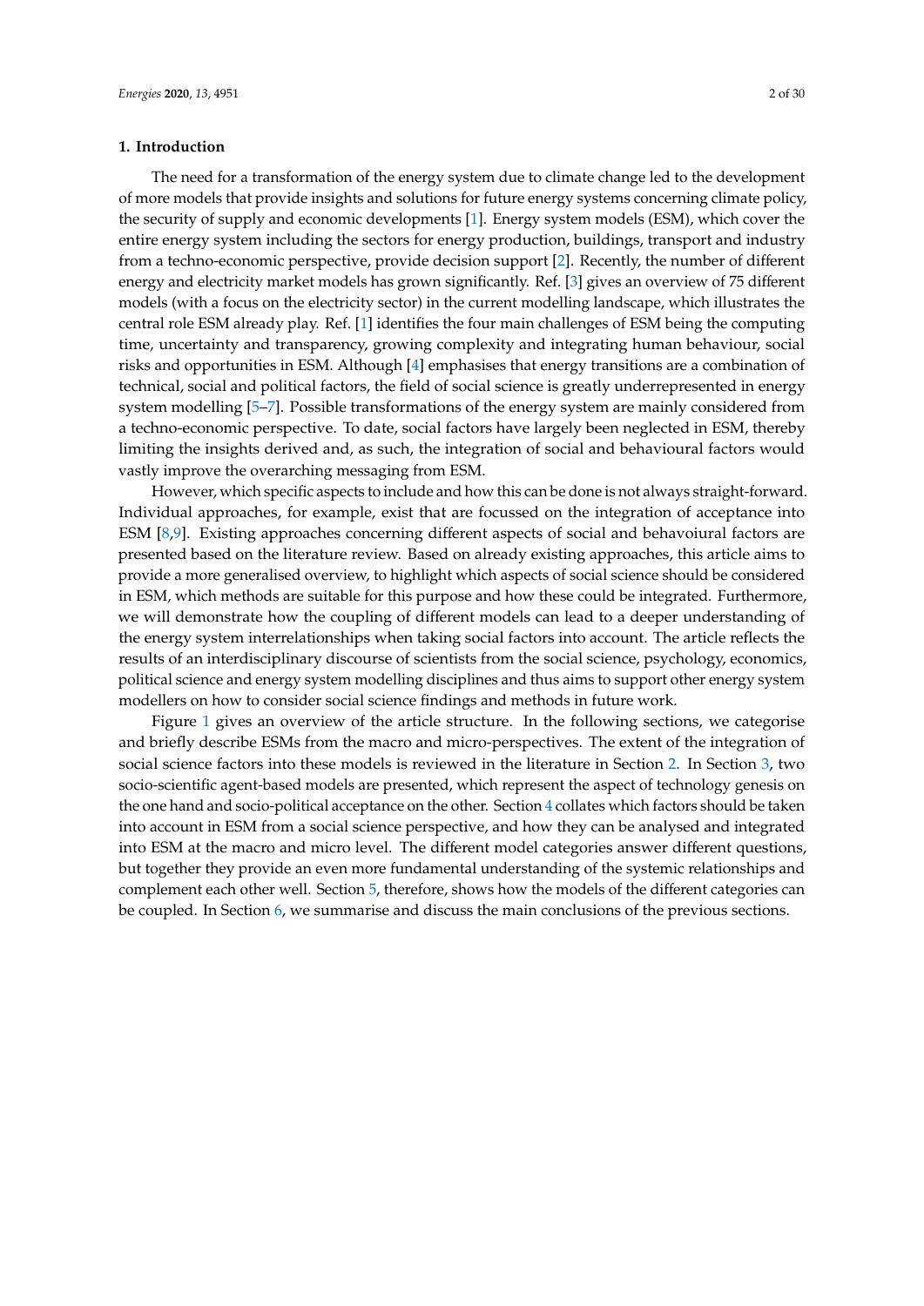## 1. Introduction

The need for a transformation of the energy system due to climate change led to the development of more models that provide insights and solutions for future energy systems concerning climate policy, the security of supply and economic developments [1]. Energy system models (ESM), which cover the entire energy system including the sectors for energy production, buildings, transport and industry from a techno-economic perspective, provide decision support [2]. Recently, the number of different energy and electricity market models has grown significantly. Ref. [3] gives an overview of 75 different models (with a focus on the electricity sector) in the current modelling landscape, which illustrates the central role ESM already play. Ref. [1] identifies the four main challenges of ESM being the computing time, uncertainty and transparency, growing complexity and integrating human behaviour, social risks and opportunities in ESM. Although [4] emphasises that energy transitions are a combination of technical, social and political factors, the field of social science is greatly underrepresented in energy system modelling [5–7]. Possible transformations of the energy system are mainly considered from a techno-economic perspective. To date, social factors have largely been neglected in ESM, thereby limiting the insights derived and, as such, the integration of social and behavioural factors would vastly improve the overarching messaging from ESM.

However, which specific aspects to include and how this can be done is not always straight-forward. Individual approaches, for example, exist that are focussed on the integration of acceptance into ESM [8,9]. Existing approaches concerning different aspects of social and behavoiural factors are presented based on the literature review. Based on already existing approaches, this article aims to provide a more generalised overview, to highlight which aspects of social science should be considered in ESM, which methods are suitable for this purpose and how these could be integrated. Furthermore, we will demonstrate how the coupling of different models can lead to a deeper understanding of the energy system interrelationships when taking social factors into account. The article reflects the results of an interdisciplinary discourse of scientists from the social science, psychology, economics, political science and energy system modelling disciplines and thus aims to support other energy system modellers on how to consider social science findings and methods in future work.

Figure 1 gives an overview of the article structure. In the following sections, we categorise and briefly describe ESMs from the macro and micro-perspectives. The extent of the integration of social science factors into these models is reviewed in the literature in Section 2. In Section 3, two socio-scientific agent-based models are presented, which represent the aspect of technology genesis on the one hand and socio-political acceptance on the other. Section 4 collates which factors should be taken into account in ESM from a social science perspective, and how they can be analysed and integrated into ESM at the macro and micro level. The different model categories answer different questions, but together they provide an even more fundamental understanding of the systemic relationships and complement each other well. Section 5, therefore, shows how the models of the different categories can be coupled. In Section 6, we summarise and discuss the main conclusions of the previous sections.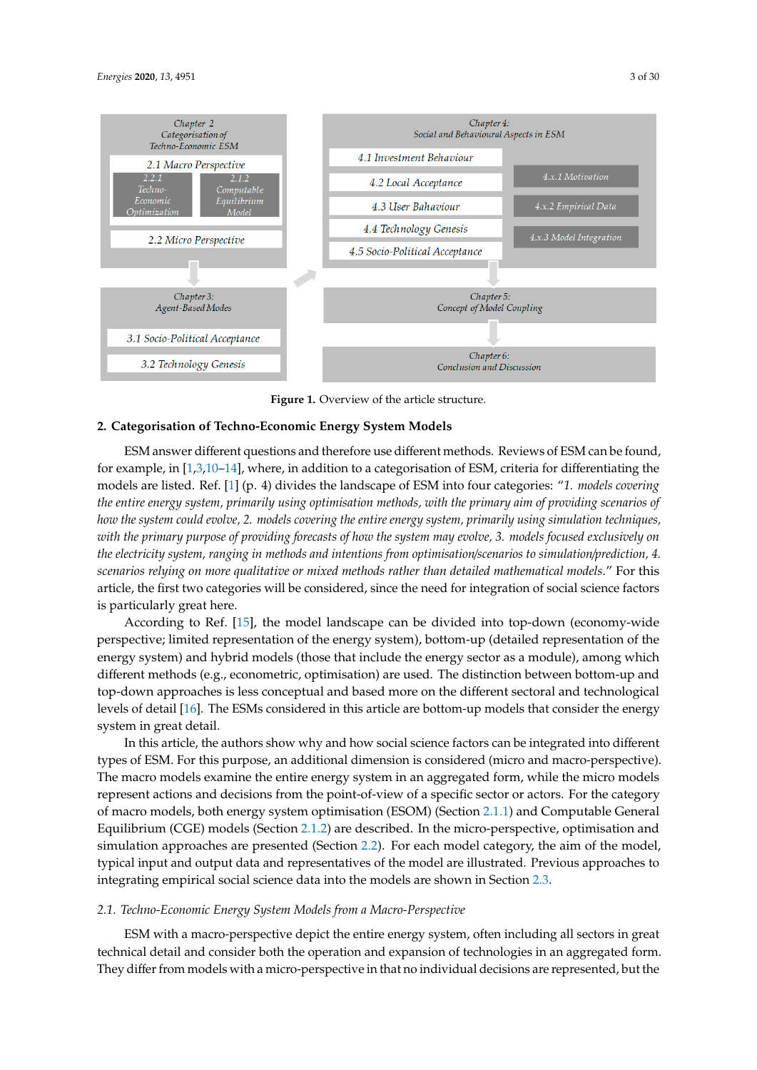Figure 1. Overview of the article structure.

## 2. Categorisation of Techno-Economic Energy System Models

ESM answer different questions and therefore use different methods. Reviews of ESM can be found, for example, in [1,3,10–14], where, in addition to a categorisation of ESM, criteria for differentiating the models are listed. Ref. [1] (p. 4) divides the landscape of ESM into four categories: "*1. models covering the entire energy system, primarily using optimisation methods, with the primary aim of providing scenarios of how the system could evolve, 2. models covering the entire energy system, primarily using simulation techniques, with the primary purpose of providing forecasts of how the system may evolve, 3. models focused exclusively on the electricity system, ranging in methods and intentions from optimisation/scenarios to simulation/prediction, 4. scenarios relying on more qualitative or mixed methods rather than detailed mathematical models.*" For this article, the first two categories will be considered, since the need for integration of social science factors is particularly great here.

According to Ref. [15], the model landscape can be divided into top-down (economy-wide perspective; limited representation of the energy system), bottom-up (detailed representation of the energy system) and hybrid models (those that include the energy sector as a module), among which different methods (e.g., econometric, optimisation) are used. The distinction between bottom-up and top-down approaches is less conceptual and based more on the different sectoral and technological levels of detail [16]. The ESMs considered in this article are bottom-up models that consider the energy system in great detail.

In this article, the authors show why and how social science factors can be integrated into different types of ESM. For this purpose, an additional dimension is considered (micro and macro-perspective). The macro models examine the entire energy system in an aggregated form, while the micro models represent actions and decisions from the point-of-view of a specific sector or actors. For the category of macro models, both energy system optimisation (ESOM) (Section 2.1.1) and Computable General Equilibrium (CGE) models (Section 2.1.2) are described. In the micro-perspective, optimisation and simulation approaches are presented (Section 2.2). For each model category, the aim of the model, typical input and output data and representatives of the model are illustrated. Previous approaches to integrating empirical social science data into the models are shown in Section 2.3.

### 2.1. *Techno-Economic Energy System Models from a Macro-Perspective*

ESM with a macro-perspective depict the entire energy system, often including all sectors in great technical detail and consider both the operation and expansion of technologies in an aggregated form. They differ from models with a micro-perspective in that no individual decisions are represented, but the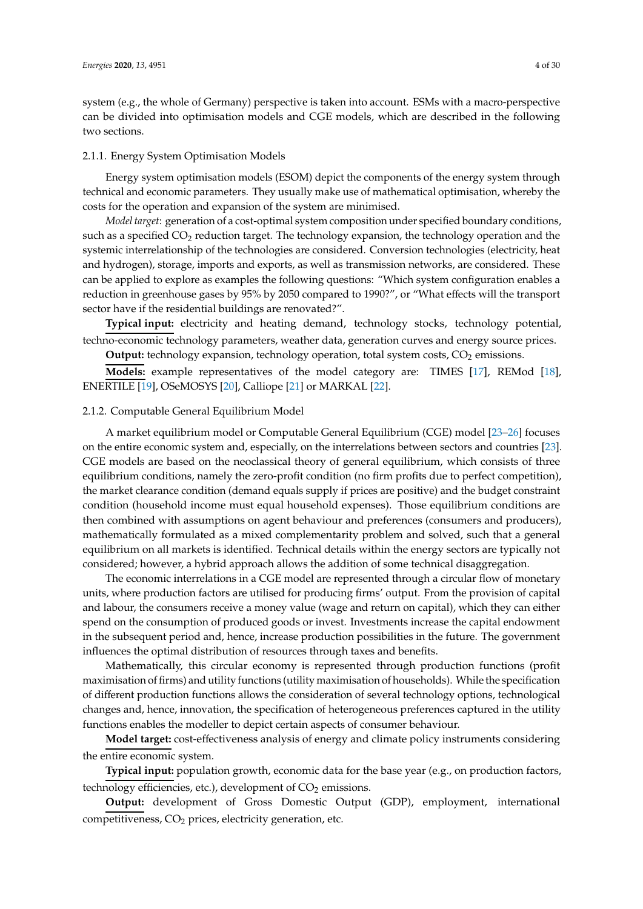system (e.g., the whole of Germany) perspective is taken into account. ESMs with a macro-perspective can be divided into optimisation models and CGE models, which are described in the following two sections.

#### 2.1.1. Energy System Optimisation Models

Energy system optimisation models (ESOM) depict the components of the energy system through technical and economic parameters. They usually make use of mathematical optimisation, whereby the costs for the operation and expansion of the system are minimised.

*Model target*: generation of a cost-optimal system composition under specified boundary conditions, such as a specified $CO_2$ reduction target. The technology expansion, the technology operation and the systemic interrelationship of the technologies are considered. Conversion technologies (electricity, heat and hydrogen), storage, imports and exports, as well as transmission networks, are considered. These can be applied to explore as examples the following questions: "Which system configuration enables a reduction in greenhouse gases by 95% by 2050 compared to 1990?", or "What effects will the transport sector have if the residential buildings are renovated?".

**Typical input:** electricity and heating demand, technology stocks, technology potential, techno-economic technology parameters, weather data, generation curves and energy source prices.

**Output:** technology expansion, technology operation, total system costs, $CO_2$ emissions.

**Models:** example representatives of the model category are: TIMES [17], REMod [18], ENERTILE [19], OSeMOSYS [20], Calliope [21] or MARKAL [22].

#### 2.1.2. Computable General Equilibrium Model

A market equilibrium model or Computable General Equilibrium (CGE) model [23–26] focuses on the entire economic system and, especially, on the interrelations between sectors and countries [23]. CGE models are based on the neoclassical theory of general equilibrium, which consists of three equilibrium conditions, namely the zero-profit condition (no firm profits due to perfect competition), the market clearance condition (demand equals supply if prices are positive) and the budget constraint condition (household income must equal household expenses). Those equilibrium conditions are then combined with assumptions on agent behaviour and preferences (consumers and producers), mathematically formulated as a mixed complementarity problem and solved, such that a general equilibrium on all markets is identified. Technical details within the energy sectors are typically not considered; however, a hybrid approach allows the addition of some technical disaggregation.

The economic interrelations in a CGE model are represented through a circular flow of monetary units, where production factors are utilised for producing firms' output. From the provision of capital and labour, the consumers receive a money value (wage and return on capital), which they can either spend on the consumption of produced goods or invest. Investments increase the capital endowment in the subsequent period and, hence, increase production possibilities in the future. The government influences the optimal distribution of resources through taxes and benefits.

Mathematically, this circular economy is represented through production functions (profit maximisation of firms) and utility functions (utility maximisation of households). While the specification of different production functions allows the consideration of several technology options, technological changes and, hence, innovation, the specification of heterogeneous preferences captured in the utility functions enables the modeller to depict certain aspects of consumer behaviour.

**Model target:** cost-effectiveness analysis of energy and climate policy instruments considering the entire economic system.

**Typical input:** population growth, economic data for the base year (e.g., on production factors, technology efficiencies, etc.), development of $CO_2$ emissions.

**Output:** development of Gross Domestic Output (GDP), employment, international competitiveness, $CO_2$ prices, electricity generation, etc.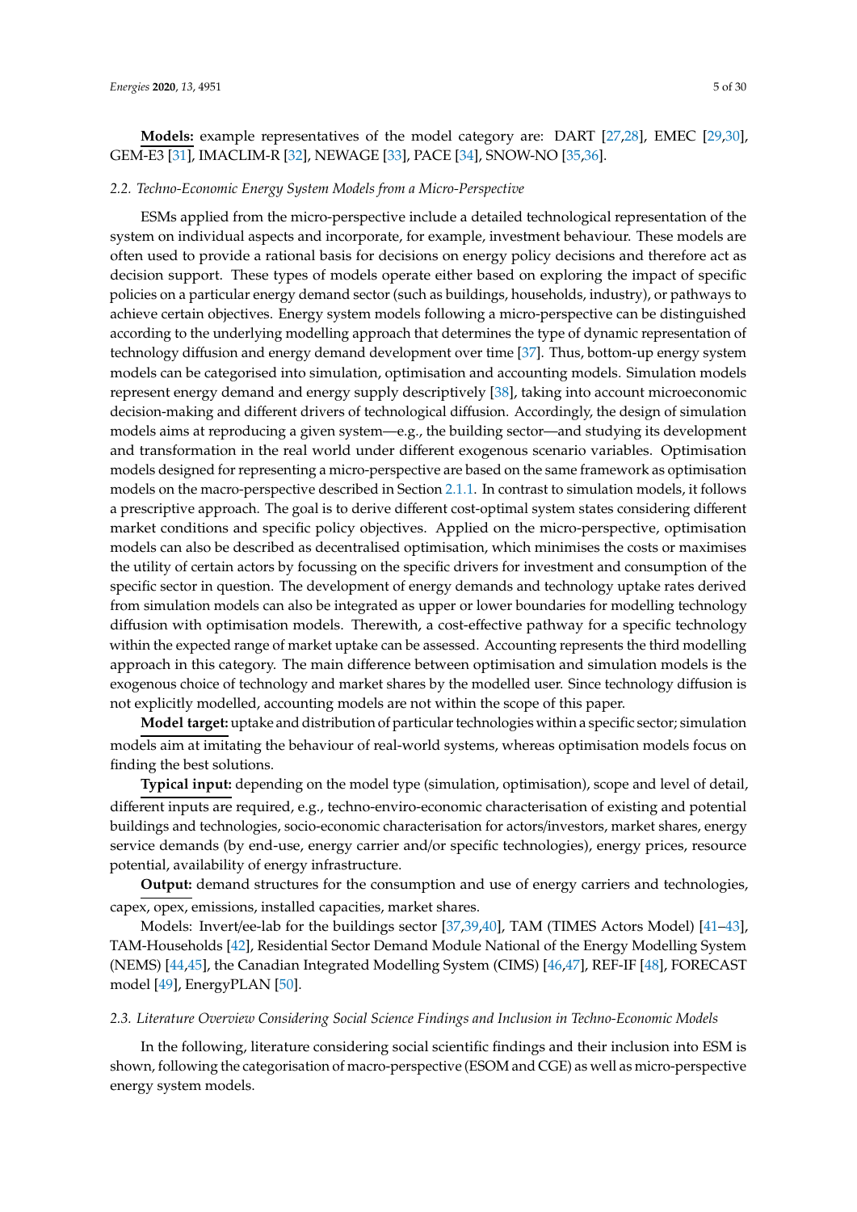**Models:** example representatives of the model category are: DART [27,28], EMEC [29,30], GEM-E3 [31], IMACLIM-R [32], NEWAGE [33], PACE [34], SNOW-NO [35,36].

### 2.2. Techno-Economic Energy System Models from a Micro-Perspective

ESMs applied from the micro-perspective include a detailed technological representation of the system on individual aspects and incorporate, for example, investment behaviour. These models are often used to provide a rational basis for decisions on energy policy decisions and therefore act as decision support. These types of models operate either based on exploring the impact of specific policies on a particular energy demand sector (such as buildings, households, industry), or pathways to achieve certain objectives. Energy system models following a micro-perspective can be distinguished according to the underlying modelling approach that determines the type of dynamic representation of technology diffusion and energy demand development over time [37]. Thus, bottom-up energy system models can be categorised into simulation, optimisation and accounting models. Simulation models represent energy demand and energy supply descriptively [38], taking into account microeconomic decision-making and different drivers of technological diffusion. Accordingly, the design of simulation models aims at reproducing a given system—e.g., the building sector—and studying its development and transformation in the real world under different exogenous scenario variables. Optimisation models designed for representing a micro-perspective are based on the same framework as optimisation models on the macro-perspective described in Section 2.1.1. In contrast to simulation models, it follows a prescriptive approach. The goal is to derive different cost-optimal system states considering different market conditions and specific policy objectives. Applied on the micro-perspective, optimisation models can also be described as decentralised optimisation, which minimises the costs or maximises the utility of certain actors by focussing on the specific drivers for investment and consumption of the specific sector in question. The development of energy demands and technology uptake rates derived from simulation models can also be integrated as upper or lower boundaries for modelling technology diffusion with optimisation models. Therewith, a cost-effective pathway for a specific technology within the expected range of market uptake can be assessed. Accounting represents the third modelling approach in this category. The main difference between optimisation and simulation models is the exogenous choice of technology and market shares by the modelled user. Since technology diffusion is not explicitly modelled, accounting models are not within the scope of this paper.

**Model target:** uptake and distribution of particular technologies within a specific sector; simulation models aim at imitating the behaviour of real-world systems, whereas optimisation models focus on finding the best solutions.

**Typical input:** depending on the model type (simulation, optimisation), scope and level of detail, different inputs are required, e.g., techno-enviro-economic characterisation of existing and potential buildings and technologies, socio-economic characterisation for actors/investors, market shares, energy service demands (by end-use, energy carrier and/or specific technologies), energy prices, resource potential, availability of energy infrastructure.

**Output:** demand structures for the consumption and use of energy carriers and technologies, capex, opex, emissions, installed capacities, market shares.

Models: Invert/ee-lab for the buildings sector [37,39,40], TAM (TIMES Actors Model) [41–43], TAM-Households [42], Residential Sector Demand Module National of the Energy Modelling System (NEMS) [44,45], the Canadian Integrated Modelling System (CIMS) [46,47], REF-IF [48], FORECAST model [49], EnergyPLAN [50].

### 2.3. Literature Overview Considering Social Science Findings and Inclusion in Techno-Economic Models

In the following, literature considering social scientific findings and their inclusion into ESM is shown, following the categorisation of macro-perspective (ESOM and CGE) as well as micro-perspective energy system models.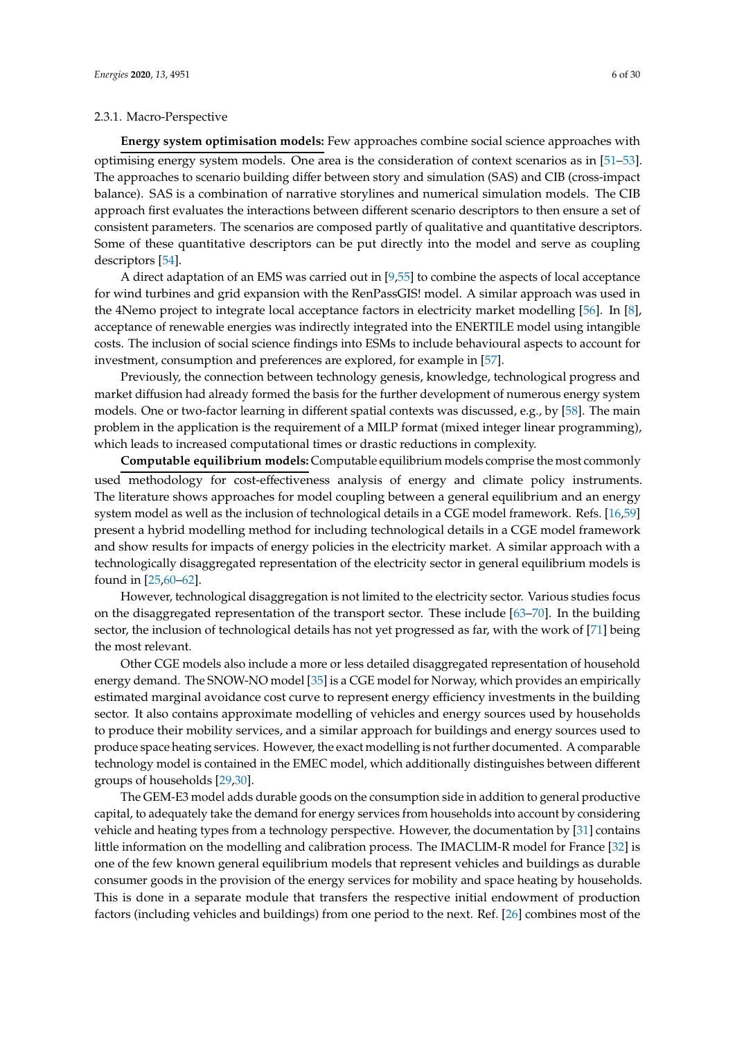#### 2.3.1. Macro-Perspective

**Energy system optimisation models:** Few approaches combine social science approaches with optimising energy system models. One area is the consideration of context scenarios as in [51–53]. The approaches to scenario building differ between story and simulation (SAS) and CIB (cross-impact balance). SAS is a combination of narrative storylines and numerical simulation models. The CIB approach first evaluates the interactions between different scenario descriptors to then ensure a set of consistent parameters. The scenarios are composed partly of qualitative and quantitative descriptors. Some of these quantitative descriptors can be put directly into the model and serve as coupling descriptors [54].

A direct adaptation of an EMS was carried out in [9,55] to combine the aspects of local acceptance for wind turbines and grid expansion with the RenPassGIS! model. A similar approach was used in the 4Nemo project to integrate local acceptance factors in electricity market modelling [56]. In [8], acceptance of renewable energies was indirectly integrated into the ENERTILE model using intangible costs. The inclusion of social science findings into ESMs to include behavioural aspects to account for investment, consumption and preferences are explored, for example in [57].

Previously, the connection between technology genesis, knowledge, technological progress and market diffusion had already formed the basis for the further development of numerous energy system models. One or two-factor learning in different spatial contexts was discussed, e.g., by [58]. The main problem in the application is the requirement of a MILP format (mixed integer linear programming), which leads to increased computational times or drastic reductions in complexity.

**Computable equilibrium models:** Computable equilibrium models comprise the most commonly used methodology for cost-effectiveness analysis of energy and climate policy instruments. The literature shows approaches for model coupling between a general equilibrium and an energy system model as well as the inclusion of technological details in a CGE model framework. Refs. [16,59] present a hybrid modelling method for including technological details in a CGE model framework and show results for impacts of energy policies in the electricity market. A similar approach with a technologically disaggregated representation of the electricity sector in general equilibrium models is found in [25,60–62].

However, technological disaggregation is not limited to the electricity sector. Various studies focus on the disaggregated representation of the transport sector. These include [63–70]. In the building sector, the inclusion of technological details has not yet progressed as far, with the work of [71] being the most relevant.

Other CGE models also include a more or less detailed disaggregated representation of household energy demand. The SNOW-NO model [35] is a CGE model for Norway, which provides an empirically estimated marginal avoidance cost curve to represent energy efficiency investments in the building sector. It also contains approximate modelling of vehicles and energy sources used by households to produce their mobility services, and a similar approach for buildings and energy sources used to produce space heating services. However, the exact modelling is not further documented. A comparable technology model is contained in the EMEC model, which additionally distinguishes between different groups of households [29,30].

The GEM-E3 model adds durable goods on the consumption side in addition to general productive capital, to adequately take the demand for energy services from households into account by considering vehicle and heating types from a technology perspective. However, the documentation by [31] contains little information on the modelling and calibration process. The IMACLIM-R model for France [32] is one of the few known general equilibrium models that represent vehicles and buildings as durable consumer goods in the provision of the energy services for mobility and space heating by households. This is done in a separate module that transfers the respective initial endowment of production factors (including vehicles and buildings) from one period to the next. Ref. [26] combines most of the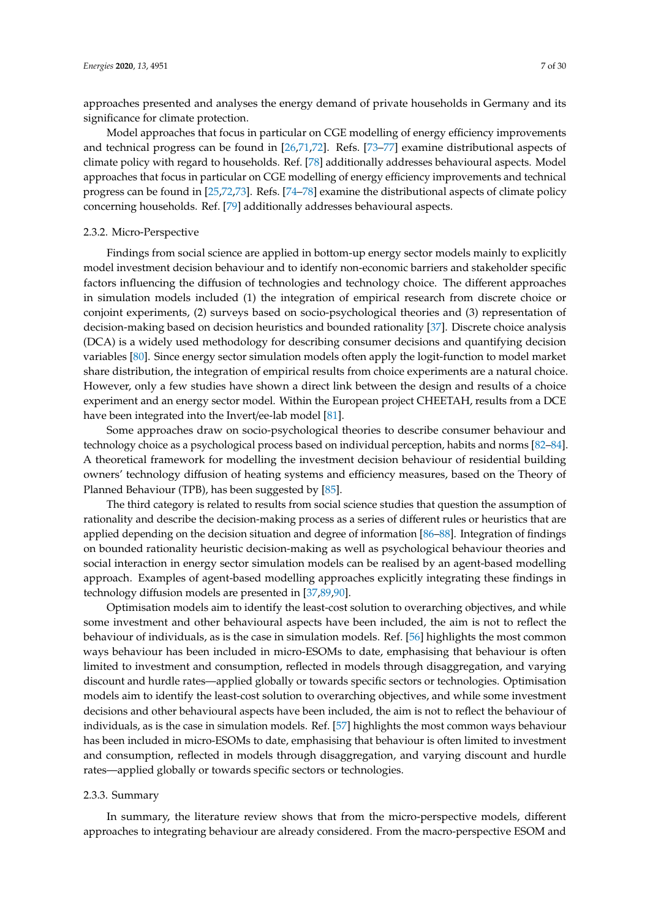approaches presented and analyses the energy demand of private households in Germany and its significance for climate protection.

Model approaches that focus in particular on CGE modelling of energy efficiency improvements and technical progress can be found in [26,71,72]. Refs. [73–77] examine distributional aspects of climate policy with regard to households. Ref. [78] additionally addresses behavioural aspects. Model approaches that focus in particular on CGE modelling of energy efficiency improvements and technical progress can be found in [25,72,73]. Refs. [74–78] examine the distributional aspects of climate policy concerning households. Ref. [79] additionally addresses behavioural aspects.

#### 2.3.2. Micro-Perspective

Findings from social science are applied in bottom-up energy sector models mainly to explicitly model investment decision behaviour and to identify non-economic barriers and stakeholder specific factors influencing the diffusion of technologies and technology choice. The different approaches in simulation models included (1) the integration of empirical research from discrete choice or conjoint experiments, (2) surveys based on socio-psychological theories and (3) representation of decision-making based on decision heuristics and bounded rationality [37]. Discrete choice analysis (DCA) is a widely used methodology for describing consumer decisions and quantifying decision variables [80]. Since energy sector simulation models often apply the logit-function to model market share distribution, the integration of empirical results from choice experiments are a natural choice. However, only a few studies have shown a direct link between the design and results of a choice experiment and an energy sector model. Within the European project CHEETAH, results from a DCE have been integrated into the Invert/ee-lab model [81].

Some approaches draw on socio-psychological theories to describe consumer behaviour and technology choice as a psychological process based on individual perception, habits and norms [82–84]. A theoretical framework for modelling the investment decision behaviour of residential building owners' technology diffusion of heating systems and efficiency measures, based on the Theory of Planned Behaviour (TPB), has been suggested by [85].

The third category is related to results from social science studies that question the assumption of rationality and describe the decision-making process as a series of different rules or heuristics that are applied depending on the decision situation and degree of information [86–88]. Integration of findings on bounded rationality heuristic decision-making as well as psychological behaviour theories and social interaction in energy sector simulation models can be realised by an agent-based modelling approach. Examples of agent-based modelling approaches explicitly integrating these findings in technology diffusion models are presented in [37,89,90].

Optimisation models aim to identify the least-cost solution to overarching objectives, and while some investment and other behavioural aspects have been included, the aim is not to reflect the behaviour of individuals, as is the case in simulation models. Ref. [56] highlights the most common ways behaviour has been included in micro-ESOMs to date, emphasising that behaviour is often limited to investment and consumption, reflected in models through disaggregation, and varying discount and hurdle rates—applied globally or towards specific sectors or technologies. Optimisation models aim to identify the least-cost solution to overarching objectives, and while some investment decisions and other behavioural aspects have been included, the aim is not to reflect the behaviour of individuals, as is the case in simulation models. Ref. [57] highlights the most common ways behaviour has been included in micro-ESOMs to date, emphasising that behaviour is often limited to investment and consumption, reflected in models through disaggregation, and varying discount and hurdle rates—applied globally or towards specific sectors or technologies.

#### 2.3.3. Summary

In summary, the literature review shows that from the micro-perspective models, different approaches to integrating behaviour are already considered. From the macro-perspective ESOM and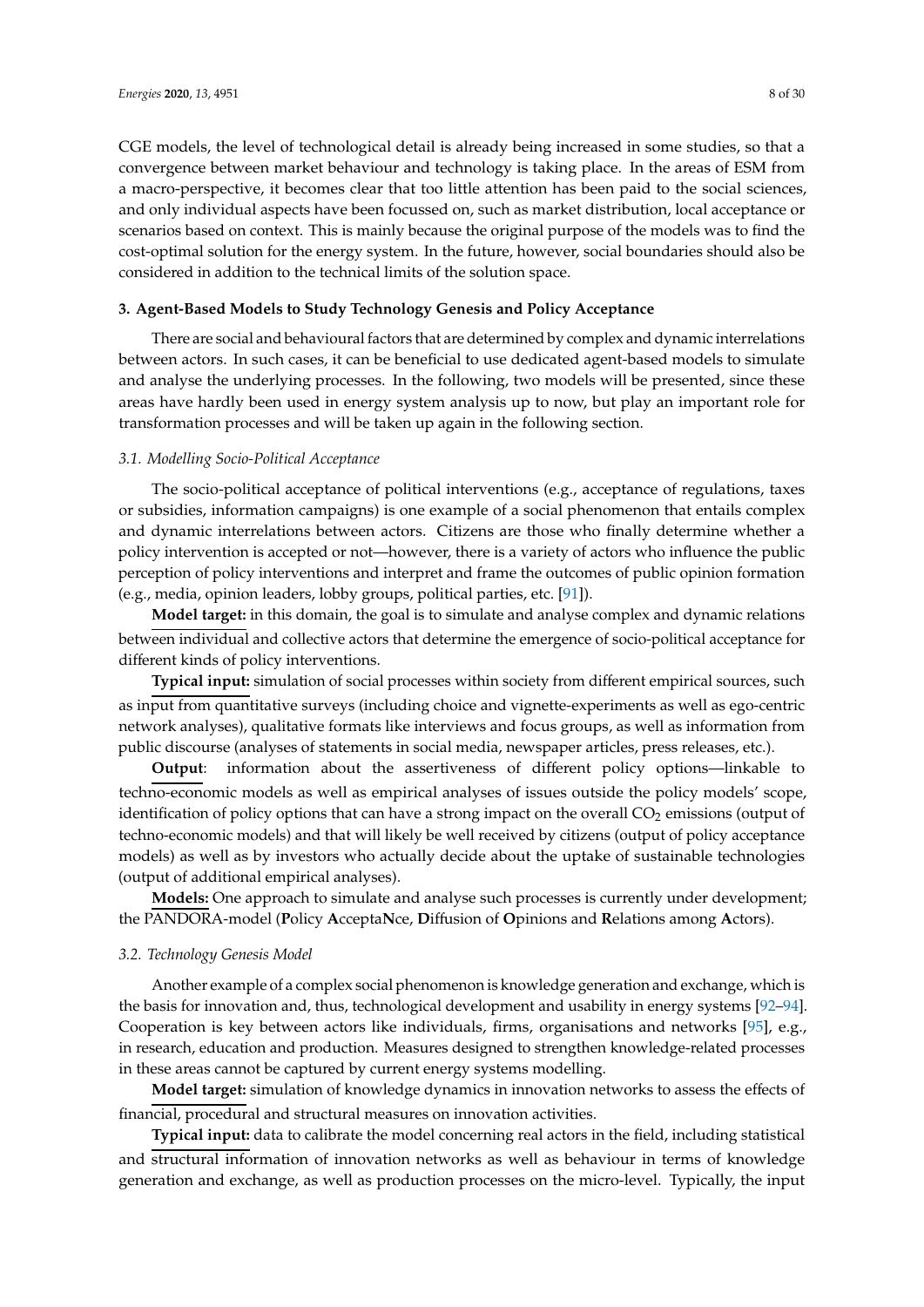CGE models, the level of technological detail is already being increased in some studies, so that a convergence between market behaviour and technology is taking place. In the areas of ESM from a macro-perspective, it becomes clear that too little attention has been paid to the social sciences, and only individual aspects have been focussed on, such as market distribution, local acceptance or scenarios based on context. This is mainly because the original purpose of the models was to find the cost-optimal solution for the energy system. In the future, however, social boundaries should also be considered in addition to the technical limits of the solution space.

## 3. Agent-Based Models to Study Technology Genesis and Policy Acceptance

There are social and behavioural factors that are determined by complex and dynamic interrelations between actors. In such cases, it can be beneficial to use dedicated agent-based models to simulate and analyse the underlying processes. In the following, two models will be presented, since these areas have hardly been used in energy system analysis up to now, but play an important role for transformation processes and will be taken up again in the following section.

### *3.1. Modelling Socio-Political Acceptance*

The socio-political acceptance of political interventions (e.g., acceptance of regulations, taxes or subsidies, information campaigns) is one example of a social phenomenon that entails complex and dynamic interrelations between actors. Citizens are those who finally determine whether a policy intervention is accepted or not—however, there is a variety of actors who influence the public perception of policy interventions and interpret and frame the outcomes of public opinion formation (e.g., media, opinion leaders, lobby groups, political parties, etc. [91]).

**Model target:** in this domain, the goal is to simulate and analyse complex and dynamic relations between individual and collective actors that determine the emergence of socio-political acceptance for different kinds of policy interventions.

**Typical input:** simulation of social processes within society from different empirical sources, such as input from quantitative surveys (including choice and vignette-experiments as well as ego-centric network analyses), qualitative formats like interviews and focus groups, as well as information from public discourse (analyses of statements in social media, newspaper articles, press releases, etc.).

**Output**: information about the assertiveness of different policy options—linkable to techno-economic models as well as empirical analyses of issues outside the policy models' scope, identification of policy options that can have a strong impact on the overall $CO_2$ emissions (output of techno-economic models) and that will likely be well received by citizens (output of policy acceptance models) as well as by investors who actually decide about the uptake of sustainable technologies (output of additional empirical analyses).

**Models:** One approach to simulate and analyse such processes is currently under development; the PANDORA-model (**P**olicy **A**cceptа**N**ce, **D**iffusion of **O**pinions and **R**elations among **A**ctors).

### *3.2. Technology Genesis Model*

Another example of a complex social phenomenon is knowledge generation and exchange, which is the basis for innovation and, thus, technological development and usability in energy systems [92–94]. Cooperation is key between actors like individuals, firms, organisations and networks [95], e.g., in research, education and production. Measures designed to strengthen knowledge-related processes in these areas cannot be captured by current energy systems modelling.

**Model target:** simulation of knowledge dynamics in innovation networks to assess the effects of financial, procedural and structural measures on innovation activities.

**Typical input:** data to calibrate the model concerning real actors in the field, including statistical and structural information of innovation networks as well as behaviour in terms of knowledge generation and exchange, as well as production processes on the micro-level. Typically, the input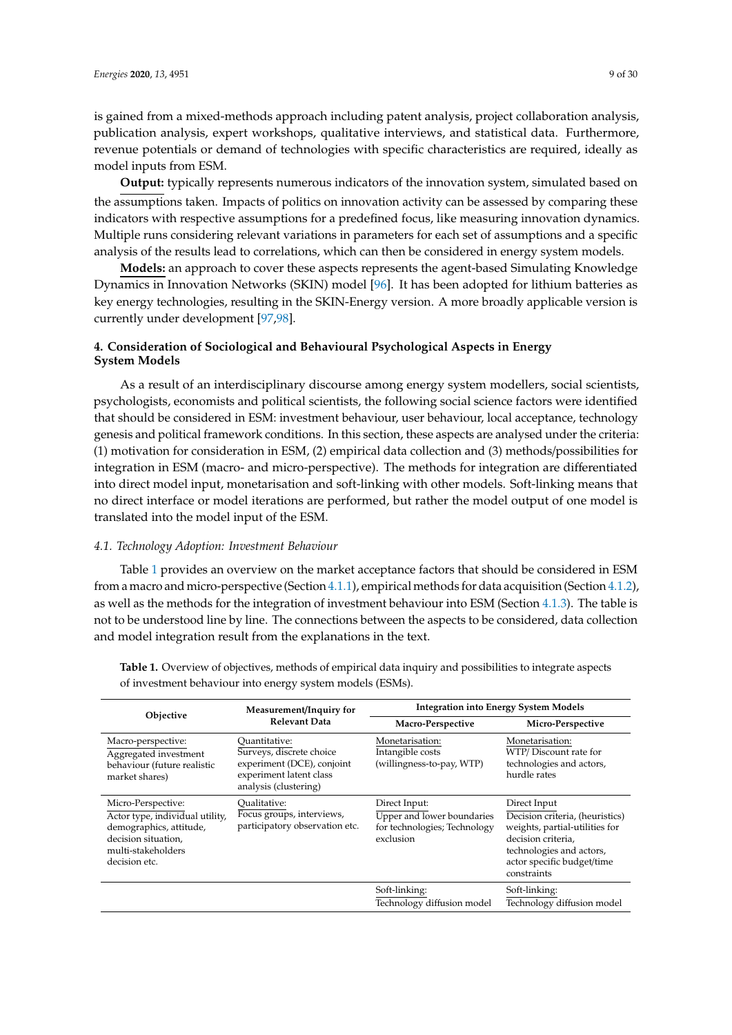is gained from a mixed-methods approach including patent analysis, project collaboration analysis, publication analysis, expert workshops, qualitative interviews, and statistical data. Furthermore, revenue potentials or demand of technologies with specific characteristics are required, ideally as model inputs from ESM.

**Output:** typically represents numerous indicators of the innovation system, simulated based on the assumptions taken. Impacts of politics on innovation activity can be assessed by comparing these indicators with respective assumptions for a predefined focus, like measuring innovation dynamics. Multiple runs considering relevant variations in parameters for each set of assumptions and a specific analysis of the results lead to correlations, which can then be considered in energy system models.

**Models:** an approach to cover these aspects represents the agent-based Simulating Knowledge Dynamics in Innovation Networks (SKIN) model [96]. It has been adopted for lithium batteries as key energy technologies, resulting in the SKIN-Energy version. A more broadly applicable version is currently under development [97,98].

## 4. Consideration of Sociological and Behavioural Psychological Aspects in Energy System Models

As a result of an interdisciplinary discourse among energy system modellers, social scientists, psychologists, economists and political scientists, the following social science factors were identified that should be considered in ESM: investment behaviour, user behaviour, local acceptance, technology genesis and political framework conditions. In this section, these aspects are analysed under the criteria: (1) motivation for consideration in ESM, (2) empirical data collection and (3) methods/possibilities for integration in ESM (macro- and micro-perspective). The methods for integration are differentiated into direct model input, monetarisation and soft-linking with other models. Soft-linking means that no direct interface or model iterations are performed, but rather the model output of one model is translated into the model input of the ESM.

### *4.1. Technology Adoption: Investment Behaviour*

Table 1 provides an overview on the market acceptance factors that should be considered in ESM from a macro and micro-perspective (Section 4.1.1), empirical methods for data acquisition (Section 4.1.2), as well as the methods for the integration of investment behaviour into ESM (Section 4.1.3). The table is not to be understood line by line. The connections between the aspects to be considered, data collection and model integration result from the explanations in the text.

**Table 1.** Overview of objectives, methods of empirical data inquiry and possibilities to integrate aspects of investment behaviour into energy system models (ESMs).

| Objective | Measurement/Inquiry for Relevant Data | Integration into Energy System Models | |
|---|---|---|---|
| | | **Macro-Perspective** | **Micro-Perspective** |
| Macro-perspective: Aggregated investment behaviour (future realistic market shares) | Quantitative: Surveys, discrete choice experiment (DCE), conjoint experiment latent class analysis (clustering) | Monetarisation: Intangible costs (willingness-to-pay, WTP) | Monetarisation: WTP/ Discount rate for technologies and actors, hurdle rates |
| Micro-Perspective: Actor type, individual utility, demographics, attitude, decision situation, multi-stakeholders decision etc. | Qualitative: Focus groups, interviews, participatory observation etc. | Direct Input: Upper and lower boundaries for technologies; Technology exclusion | Direct Input Decision criteria, (heuristics) weights, partial-utilities for decision criteria, technologies and actors, actor specific budget/time constraints |
| | | Soft-linking: Technology diffusion model | Soft-linking: Technology diffusion model |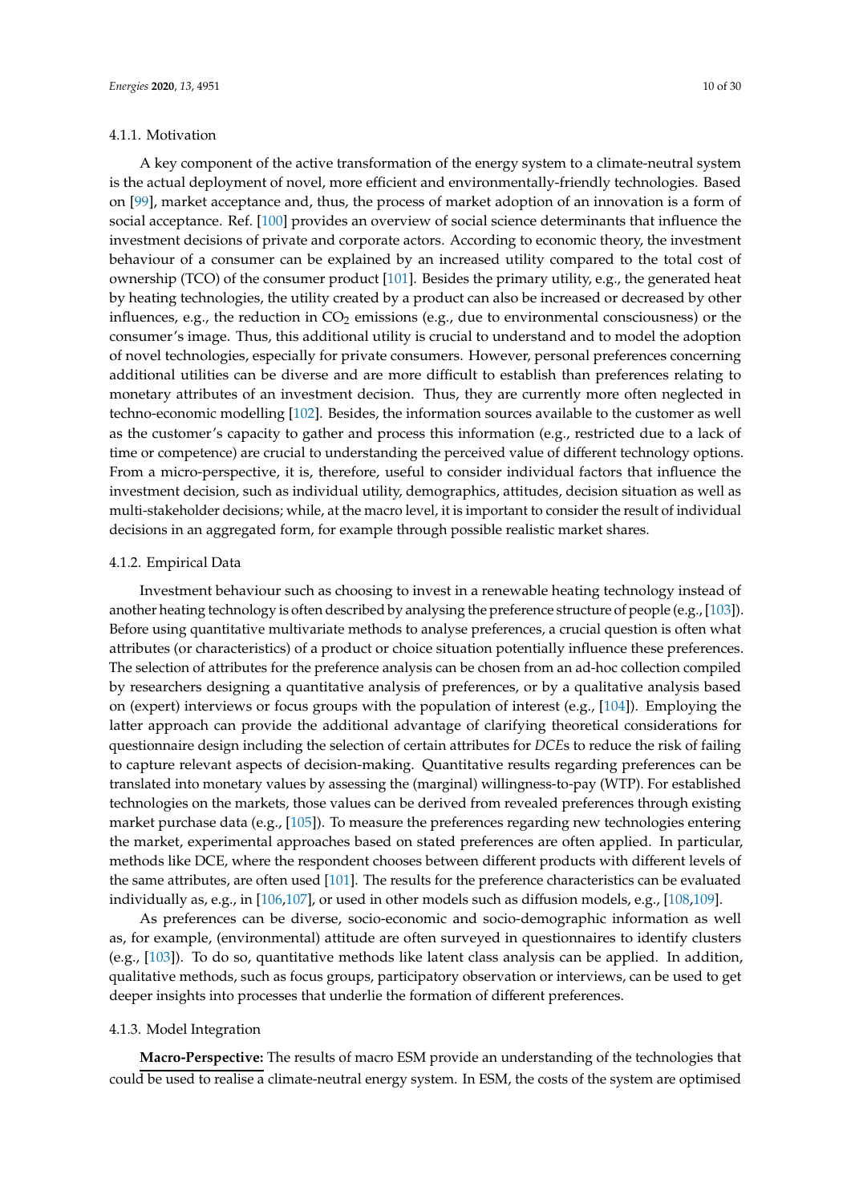#### 4.1.1. Motivation

A key component of the active transformation of the energy system to a climate-neutral system is the actual deployment of novel, more efficient and environmentally-friendly technologies. Based on [99], market acceptance and, thus, the process of market adoption of an innovation is a form of social acceptance. Ref. [100] provides an overview of social science determinants that influence the investment decisions of private and corporate actors. According to economic theory, the investment behaviour of a consumer can be explained by an increased utility compared to the total cost of ownership (TCO) of the consumer product [101]. Besides the primary utility, e.g., the generated heat by heating technologies, the utility created by a product can also be increased or decreased by other influences, e.g., the reduction in $CO_2$ emissions (e.g., due to environmental consciousness) or the consumer's image. Thus, this additional utility is crucial to understand and to model the adoption of novel technologies, especially for private consumers. However, personal preferences concerning additional utilities can be diverse and are more difficult to establish than preferences relating to monetary attributes of an investment decision. Thus, they are currently more often neglected in techno-economic modelling [102]. Besides, the information sources available to the customer as well as the customer's capacity to gather and process this information (e.g., restricted due to a lack of time or competence) are crucial to understanding the perceived value of different technology options. From a micro-perspective, it is, therefore, useful to consider individual factors that influence the investment decision, such as individual utility, demographics, attitudes, decision situation as well as multi-stakeholder decisions; while, at the macro level, it is important to consider the result of individual decisions in an aggregated form, for example through possible realistic market shares.

#### 4.1.2. Empirical Data

Investment behaviour such as choosing to invest in a renewable heating technology instead of another heating technology is often described by analysing the preference structure of people (e.g., [103]). Before using quantitative multivariate methods to analyse preferences, a crucial question is often what attributes (or characteristics) of a product or choice situation potentially influence these preferences. The selection of attributes for the preference analysis can be chosen from an ad-hoc collection compiled by researchers designing a quantitative analysis of preferences, or by a qualitative analysis based on (expert) interviews or focus groups with the population of interest (e.g., [104]). Employing the latter approach can provide the additional advantage of clarifying theoretical considerations for questionnaire design including the selection of certain attributes for *DCE*s to reduce the risk of failing to capture relevant aspects of decision-making. Quantitative results regarding preferences can be translated into monetary values by assessing the (marginal) willingness-to-pay (WTP). For established technologies on the markets, those values can be derived from revealed preferences through existing market purchase data (e.g., [105]). To measure the preferences regarding new technologies entering the market, experimental approaches based on stated preferences are often applied. In particular, methods like DCE, where the respondent chooses between different products with different levels of the same attributes, are often used [101]. The results for the preference characteristics can be evaluated individually as, e.g., in [106,107], or used in other models such as diffusion models, e.g., [108,109].

As preferences can be diverse, socio-economic and socio-demographic information as well as, for example, (environmental) attitude are often surveyed in questionnaires to identify clusters (e.g., [103]). To do so, quantitative methods like latent class analysis can be applied. In addition, qualitative methods, such as focus groups, participatory observation or interviews, can be used to get deeper insights into processes that underlie the formation of different preferences.

#### 4.1.3. Model Integration

**Macro-Perspective:** The results of macro ESM provide an understanding of the technologies that could be used to realise a climate-neutral energy system. In ESM, the costs of the system are optimised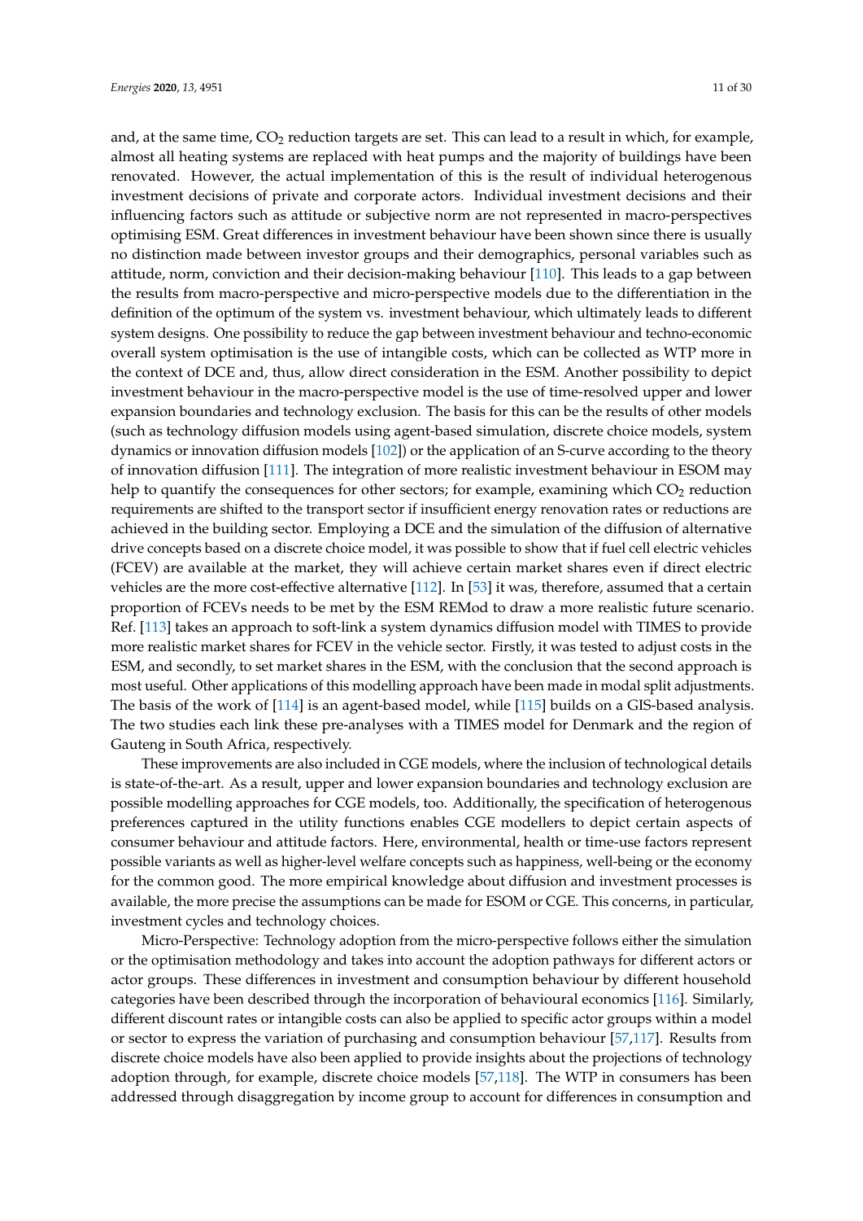and, at the same time, $CO_2$ reduction targets are set. This can lead to a result in which, for example, almost all heating systems are replaced with heat pumps and the majority of buildings have been renovated. However, the actual implementation of this is the result of individual heterogenous investment decisions of private and corporate actors. Individual investment decisions and their influencing factors such as attitude or subjective norm are not represented in macro-perspectives optimising ESM. Great differences in investment behaviour have been shown since there is usually no distinction made between investor groups and their demographics, personal variables such as attitude, norm, conviction and their decision-making behaviour [110]. This leads to a gap between the results from macro-perspective and micro-perspective models due to the differentiation in the definition of the optimum of the system vs. investment behaviour, which ultimately leads to different system designs. One possibility to reduce the gap between investment behaviour and techno-economic overall system optimisation is the use of intangible costs, which can be collected as WTP more in the context of DCE and, thus, allow direct consideration in the ESM. Another possibility to depict investment behaviour in the macro-perspective model is the use of time-resolved upper and lower expansion boundaries and technology exclusion. The basis for this can be the results of other models (such as technology diffusion models using agent-based simulation, discrete choice models, system dynamics or innovation diffusion models [102]) or the application of an S-curve according to the theory of innovation diffusion [111]. The integration of more realistic investment behaviour in ESOM may help to quantify the consequences for other sectors; for example, examining which $CO_2$ reduction requirements are shifted to the transport sector if insufficient energy renovation rates or reductions are achieved in the building sector. Employing a DCE and the simulation of the diffusion of alternative drive concepts based on a discrete choice model, it was possible to show that if fuel cell electric vehicles (FCEV) are available at the market, they will achieve certain market shares even if direct electric vehicles are the more cost-effective alternative [112]. In [53] it was, therefore, assumed that a certain proportion of FCEVs needs to be met by the ESM REMod to draw a more realistic future scenario. Ref. [113] takes an approach to soft-link a system dynamics diffusion model with TIMES to provide more realistic market shares for FCEV in the vehicle sector. Firstly, it was tested to adjust costs in the ESM, and secondly, to set market shares in the ESM, with the conclusion that the second approach is most useful. Other applications of this modelling approach have been made in modal split adjustments. The basis of the work of [114] is an agent-based model, while [115] builds on a GIS-based analysis. The two studies each link these pre-analyses with a TIMES model for Denmark and the region of Gauteng in South Africa, respectively.

These improvements are also included in CGE models, where the inclusion of technological details is state-of-the-art. As a result, upper and lower expansion boundaries and technology exclusion are possible modelling approaches for CGE models, too. Additionally, the specification of heterogenous preferences captured in the utility functions enables CGE modellers to depict certain aspects of consumer behaviour and attitude factors. Here, environmental, health or time-use factors represent possible variants as well as higher-level welfare concepts such as happiness, well-being or the economy for the common good. The more empirical knowledge about diffusion and investment processes is available, the more precise the assumptions can be made for ESOM or CGE. This concerns, in particular, investment cycles and technology choices.

Micro-Perspective: Technology adoption from the micro-perspective follows either the simulation or the optimisation methodology and takes into account the adoption pathways for different actors or actor groups. These differences in investment and consumption behaviour by different household categories have been described through the incorporation of behavioural economics [116]. Similarly, different discount rates or intangible costs can also be applied to specific actor groups within a model or sector to express the variation of purchasing and consumption behaviour [57,117]. Results from discrete choice models have also been applied to provide insights about the projections of technology adoption through, for example, discrete choice models [57,118]. The WTP in consumers has been addressed through disaggregation by income group to account for differences in consumption and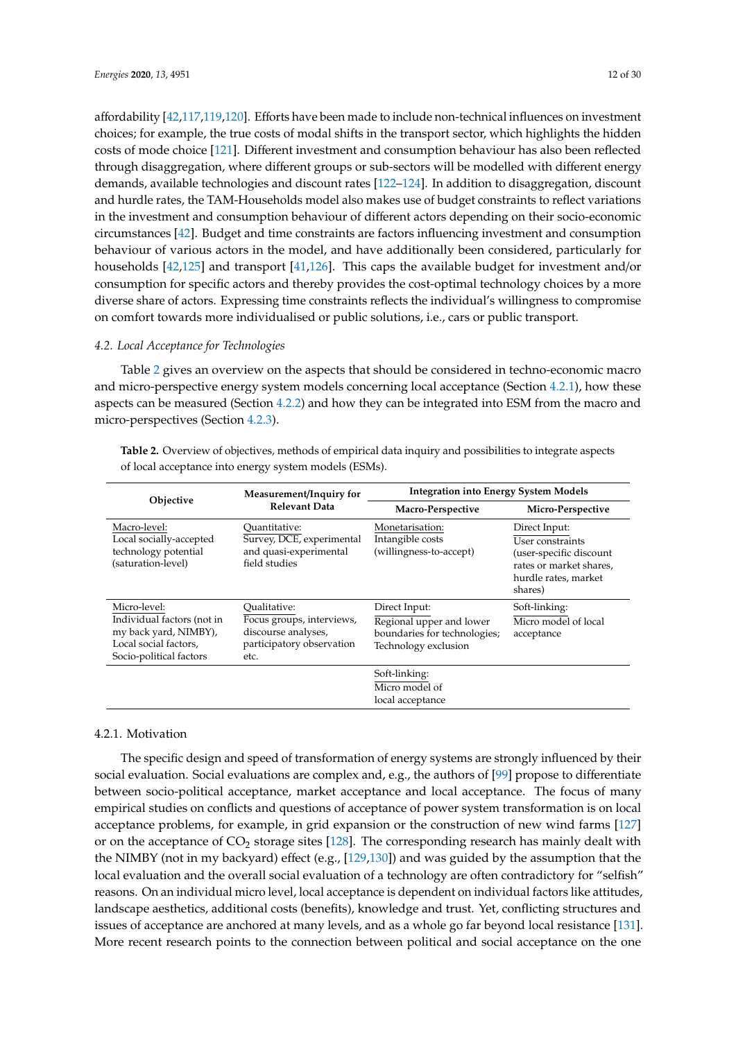affordability [42,117,119,120]. Efforts have been made to include non-technical influences on investment choices; for example, the true costs of modal shifts in the transport sector, which highlights the hidden costs of mode choice [121]. Different investment and consumption behaviour has also been reflected through disaggregation, where different groups or sub-sectors will be modelled with different energy demands, available technologies and discount rates [122–124]. In addition to disaggregation, discount and hurdle rates, the TAM-Households model also makes use of budget constraints to reflect variations in the investment and consumption behaviour of different actors depending on their socio-economic circumstances [42]. Budget and time constraints are factors influencing investment and consumption behaviour of various actors in the model, and have additionally been considered, particularly for households [42,125] and transport [41,126]. This caps the available budget for investment and/or consumption for specific actors and thereby provides the cost-optimal technology choices by a more diverse share of actors. Expressing time constraints reflects the individual's willingness to compromise on comfort towards more individualised or public solutions, i.e., cars or public transport.

### 4.2. Local Acceptance for Technologies

Table 2 gives an overview on the aspects that should be considered in techno-economic macro and micro-perspective energy system models concerning local acceptance (Section 4.2.1), how these aspects can be measured (Section 4.2.2) and how they can be integrated into ESM from the macro and micro-perspectives (Section 4.2.3).

**Table 2.** Overview of objectives, methods of empirical data inquiry and possibilities to integrate aspects of local acceptance into energy system models (ESMs).

| Objective | Measurement/Inquiry for Relevant Data | Integration into Energy System Models | |
|---|---|---|---|
| | | **Macro-Perspective** | **Micro-Perspective** |
| Macro-level: Local socially-accepted technology potential (saturation-level) | Quantitative: Survey, DCE, experimental and quasi-experimental field studies | Monetarisation: Intangible costs (willingness-to-accept) | Direct Input: User constraints (user-specific discount rates or market shares, hurdle rates, market shares) |
| Micro-level: Individual factors (not in my back yard, NIMBY), Local social factors, Socio-political factors | Qualitative: Focus groups, interviews, discourse analyses, participatory observation etc. | Direct Input: Regional upper and lower boundaries for technologies; Technology exclusion | Soft-linking: Micro model of local acceptance |
| | | Soft-linking: Micro model of local acceptance | |

#### 4.2.1. Motivation

The specific design and speed of transformation of energy systems are strongly influenced by their social evaluation. Social evaluations are complex and, e.g., the authors of [99] propose to differentiate between socio-political acceptance, market acceptance and local acceptance. The focus of many empirical studies on conflicts and questions of acceptance of power system transformation is on local acceptance problems, for example, in grid expansion or the construction of new wind farms [127] or on the acceptance of $CO_2$ storage sites [128]. The corresponding research has mainly dealt with the NIMBY (not in my backyard) effect (e.g., [129,130]) and was guided by the assumption that the local evaluation and the overall social evaluation of a technology are often contradictory for "selfish" reasons. On an individual micro level, local acceptance is dependent on individual factors like attitudes, landscape aesthetics, additional costs (benefits), knowledge and trust. Yet, conflicting structures and issues of acceptance are anchored at many levels, and as a whole go far beyond local resistance [131]. More recent research points to the connection between political and social acceptance on the one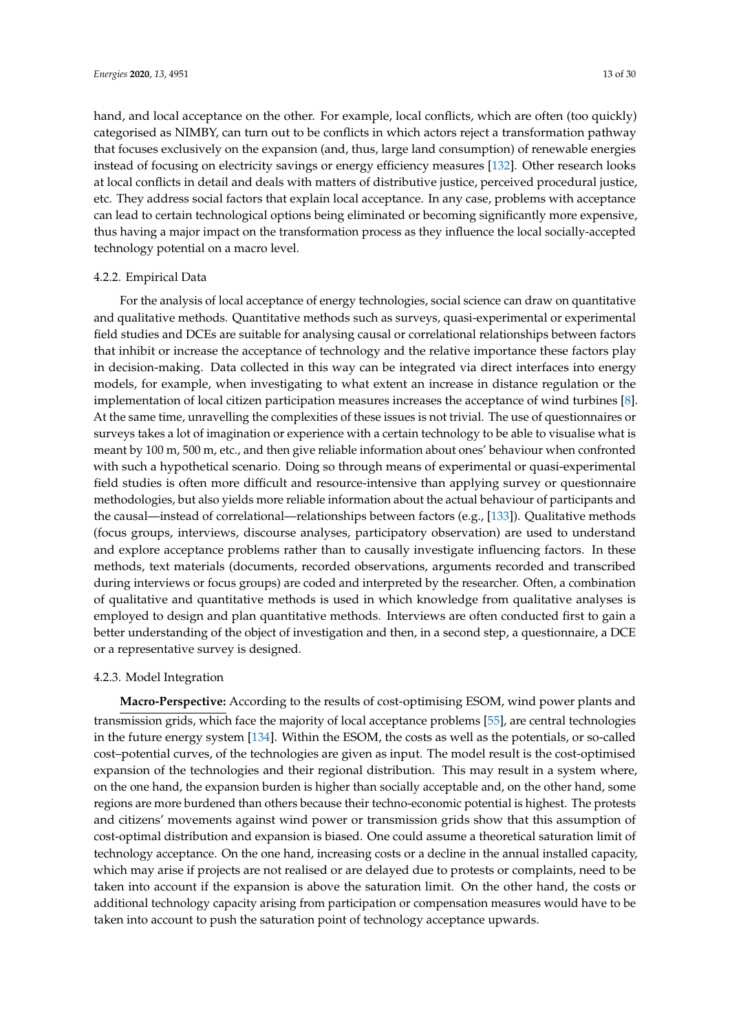hand, and local acceptance on the other. For example, local conflicts, which are often (too quickly) categorised as NIMBY, can turn out to be conflicts in which actors reject a transformation pathway that focuses exclusively on the expansion (and, thus, large land consumption) of renewable energies instead of focusing on electricity savings or energy efficiency measures [132]. Other research looks at local conflicts in detail and deals with matters of distributive justice, perceived procedural justice, etc. They address social factors that explain local acceptance. In any case, problems with acceptance can lead to certain technological options being eliminated or becoming significantly more expensive, thus having a major impact on the transformation process as they influence the local socially-accepted technology potential on a macro level.

#### 4.2.2. Empirical Data

For the analysis of local acceptance of energy technologies, social science can draw on quantitative and qualitative methods. Quantitative methods such as surveys, quasi-experimental or experimental field studies and DCEs are suitable for analysing causal or correlational relationships between factors that inhibit or increase the acceptance of technology and the relative importance these factors play in decision-making. Data collected in this way can be integrated via direct interfaces into energy models, for example, when investigating to what extent an increase in distance regulation or the implementation of local citizen participation measures increases the acceptance of wind turbines [8]. At the same time, unravelling the complexities of these issues is not trivial. The use of questionnaires or surveys takes a lot of imagination or experience with a certain technology to be able to visualise what is meant by 100 m, 500 m, etc., and then give reliable information about ones' behaviour when confronted with such a hypothetical scenario. Doing so through means of experimental or quasi-experimental field studies is often more difficult and resource-intensive than applying survey or questionnaire methodologies, but also yields more reliable information about the actual behaviour of participants and the causal—instead of correlational—relationships between factors (e.g., [133]). Qualitative methods (focus groups, interviews, discourse analyses, participatory observation) are used to understand and explore acceptance problems rather than to causally investigate influencing factors. In these methods, text materials (documents, recorded observations, arguments recorded and transcribed during interviews or focus groups) are coded and interpreted by the researcher. Often, a combination of qualitative and quantitative methods is used in which knowledge from qualitative analyses is employed to design and plan quantitative methods. Interviews are often conducted first to gain a better understanding of the object of investigation and then, in a second step, a questionnaire, a DCE or a representative survey is designed.

#### 4.2.3. Model Integration

**Macro-Perspective:** According to the results of cost-optimising ESOM, wind power plants and transmission grids, which face the majority of local acceptance problems [55], are central technologies in the future energy system [134]. Within the ESOM, the costs as well as the potentials, or so-called cost–potential curves, of the technologies are given as input. The model result is the cost-optimised expansion of the technologies and their regional distribution. This may result in a system where, on the one hand, the expansion burden is higher than socially acceptable and, on the other hand, some regions are more burdened than others because their techno-economic potential is highest. The protests and citizens' movements against wind power or transmission grids show that this assumption of cost-optimal distribution and expansion is biased. One could assume a theoretical saturation limit of technology acceptance. On the one hand, increasing costs or a decline in the annual installed capacity, which may arise if projects are not realised or are delayed due to protests or complaints, need to be taken into account if the expansion is above the saturation limit. On the other hand, the costs or additional technology capacity arising from participation or compensation measures would have to be taken into account to push the saturation point of technology acceptance upwards.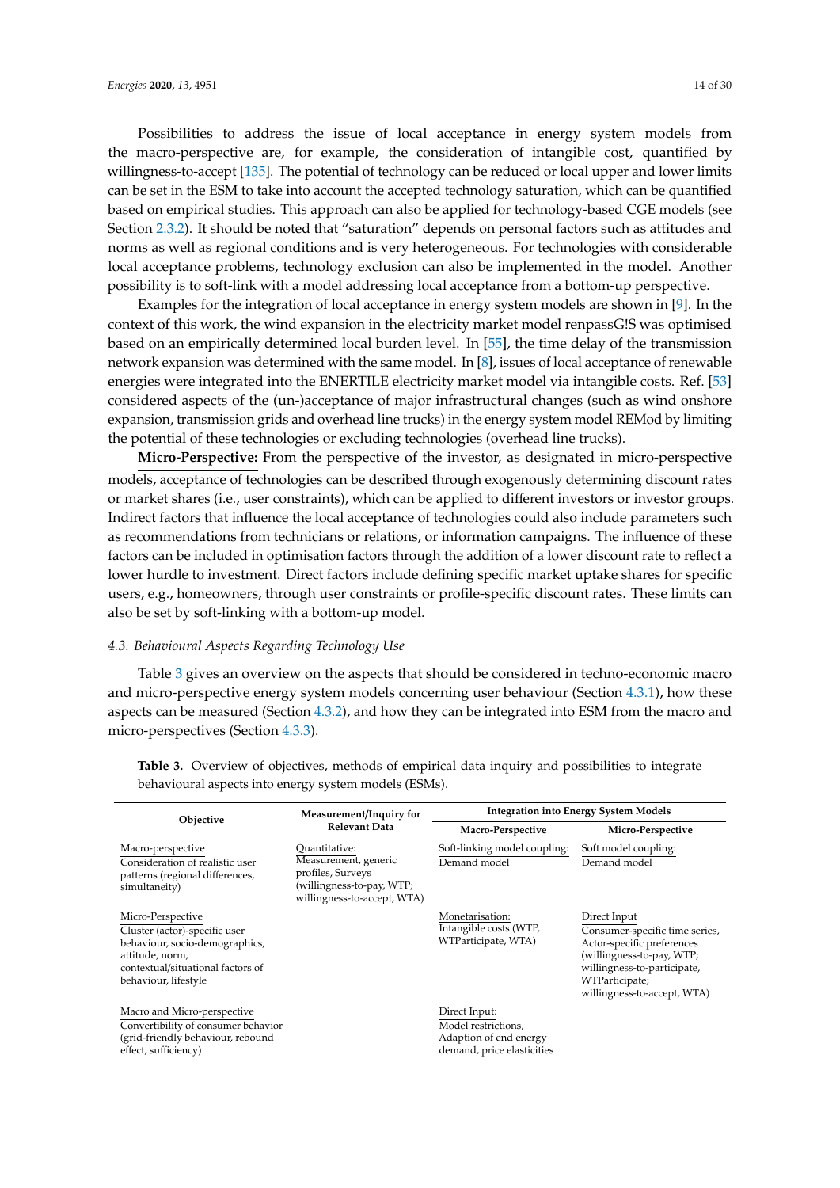Possibilities to address the issue of local acceptance in energy system models from the macro-perspective are, for example, the consideration of intangible cost, quantified by willingness-to-accept [135]. The potential of technology can be reduced or local upper and lower limits can be set in the ESM to take into account the accepted technology saturation, which can be quantified based on empirical studies. This approach can also be applied for technology-based CGE models (see Section 2.3.2). It should be noted that "saturation" depends on personal factors such as attitudes and norms as well as regional conditions and is very heterogeneous. For technologies with considerable local acceptance problems, technology exclusion can also be implemented in the model. Another possibility is to soft-link with a model addressing local acceptance from a bottom-up perspective.

Examples for the integration of local acceptance in energy system models are shown in [9]. In the context of this work, the wind expansion in the electricity market model renpassG!S was optimised based on an empirically determined local burden level. In [55], the time delay of the transmission network expansion was determined with the same model. In [8], issues of local acceptance of renewable energies were integrated into the ENERTILE electricity market model via intangible costs. Ref. [53] considered aspects of the (un-)acceptance of major infrastructural changes (such as wind onshore expansion, transmission grids and overhead line trucks) in the energy system model REMod by limiting the potential of these technologies or excluding technologies (overhead line trucks).

**Micro-Perspective:** From the perspective of the investor, as designated in micro-perspective models, acceptance of technologies can be described through exogenously determining discount rates or market shares (i.e., user constraints), which can be applied to different investors or investor groups. Indirect factors that influence the local acceptance of technologies could also include parameters such as recommendations from technicians or relations, or information campaigns. The influence of these factors can be included in optimisation factors through the addition of a lower discount rate to reflect a lower hurdle to investment. Direct factors include defining specific market uptake shares for specific users, e.g., homeowners, through user constraints or profile-specific discount rates. These limits can also be set by soft-linking with a bottom-up model.

### *4.3. Behavioural Aspects Regarding Technology Use*

Table 3 gives an overview on the aspects that should be considered in techno-economic macro and micro-perspective energy system models concerning user behaviour (Section 4.3.1), how these aspects can be measured (Section 4.3.2), and how they can be integrated into ESM from the macro and micro-perspectives (Section 4.3.3).

**Table 3.** Overview of objectives, methods of empirical data inquiry and possibilities to integrate behavioural aspects into energy system models (ESMs).

| Objective | Measurement/Inquiry for Relevant Data | Integration into Energy System Models | |
|---|---|---|---|
| | | **Macro-Perspective** | **Micro-Perspective** |
| Macro-perspective<br>Consideration of realistic user patterns (regional differences, simultaneity) | Quantitative:<br>Measurement, generic profiles, Surveys (willingness-to-pay, WTP; willingness-to-accept, WTA) | Soft-linking model coupling:<br>Demand model | Soft model coupling:<br>Demand model |
| Micro-Perspective<br>Cluster (actor)-specific user behaviour, socio-demographics, attitude, norm, contextual/situational factors of behaviour, lifestyle | | Monetarisation:<br>Intangible costs (WTP, WTParticipate, WTA) | Direct Input<br>Consumer-specific time series, Actor-specific preferences (willingness-to-pay, WTP; willingness-to-participate, WTParticipate; willingness-to-accept, WTA) |
| Macro and Micro-perspective<br>Convertibility of consumer behavior (grid-friendly behaviour, rebound effect, sufficiency) | | Direct Input:<br>Model restrictions, Adaption of end energy demand, price elasticities | |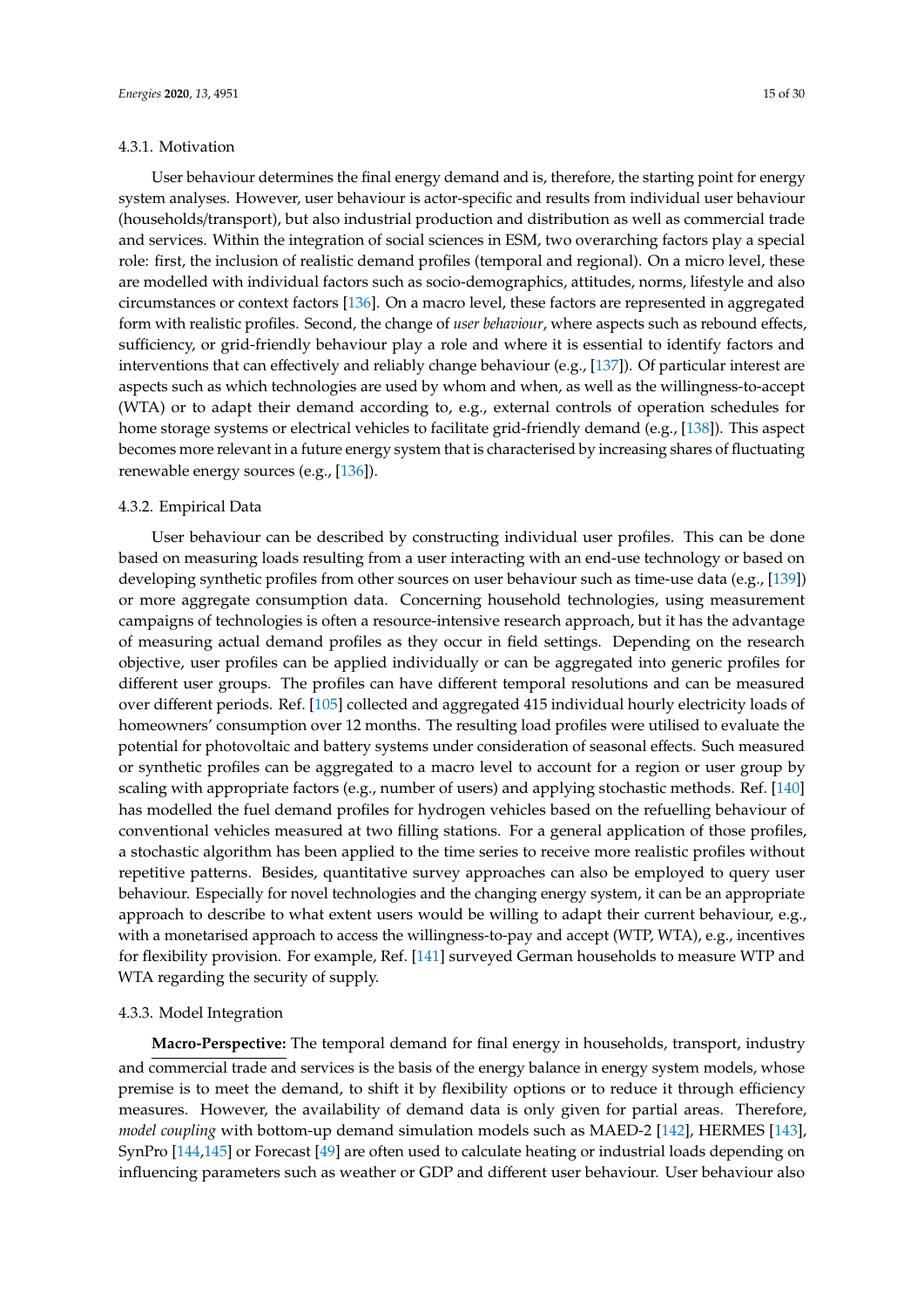#### 4.3.1. Motivation

User behaviour determines the final energy demand and is, therefore, the starting point for energy system analyses. However, user behaviour is actor-specific and results from individual user behaviour (households/transport), but also industrial production and distribution as well as commercial trade and services. Within the integration of social sciences in ESM, two overarching factors play a special role: first, the inclusion of realistic demand profiles (temporal and regional). On a micro level, these are modelled with individual factors such as socio-demographics, attitudes, norms, lifestyle and also circumstances or context factors [136]. On a macro level, these factors are represented in aggregated form with realistic profiles. Second, the change of *user behaviour*, where aspects such as rebound effects, sufficiency, or grid-friendly behaviour play a role and where it is essential to identify factors and interventions that can effectively and reliably change behaviour (e.g., [137]). Of particular interest are aspects such as which technologies are used by whom and when, as well as the willingness-to-accept (WTA) or to adapt their demand according to, e.g., external controls of operation schedules for home storage systems or electrical vehicles to facilitate grid-friendly demand (e.g., [138]). This aspect becomes more relevant in a future energy system that is characterised by increasing shares of fluctuating renewable energy sources (e.g., [136]).

#### 4.3.2. Empirical Data

User behaviour can be described by constructing individual user profiles. This can be done based on measuring loads resulting from a user interacting with an end-use technology or based on developing synthetic profiles from other sources on user behaviour such as time-use data (e.g., [139]) or more aggregate consumption data. Concerning household technologies, using measurement campaigns of technologies is often a resource-intensive research approach, but it has the advantage of measuring actual demand profiles as they occur in field settings. Depending on the research objective, user profiles can be applied individually or can be aggregated into generic profiles for different user groups. The profiles can have different temporal resolutions and can be measured over different periods. Ref. [105] collected and aggregated 415 individual hourly electricity loads of homeowners' consumption over 12 months. The resulting load profiles were utilised to evaluate the potential for photovoltaic and battery systems under consideration of seasonal effects. Such measured or synthetic profiles can be aggregated to a macro level to account for a region or user group by scaling with appropriate factors (e.g., number of users) and applying stochastic methods. Ref. [140] has modelled the fuel demand profiles for hydrogen vehicles based on the refuelling behaviour of conventional vehicles measured at two filling stations. For a general application of those profiles, a stochastic algorithm has been applied to the time series to receive more realistic profiles without repetitive patterns. Besides, quantitative survey approaches can also be employed to query user behaviour. Especially for novel technologies and the changing energy system, it can be an appropriate approach to describe to what extent users would be willing to adapt their current behaviour, e.g., with a monetarised approach to access the willingness-to-pay and accept (WTP, WTA), e.g., incentives for flexibility provision. For example, Ref. [141] surveyed German households to measure WTP and WTA regarding the security of supply.

#### 4.3.3. Model Integration

**Macro-Perspective:** The temporal demand for final energy in households, transport, industry and commercial trade and services is the basis of the energy balance in energy system models, whose premise is to meet the demand, to shift it by flexibility options or to reduce it through efficiency measures. However, the availability of demand data is only given for partial areas. Therefore, *model coupling* with bottom-up demand simulation models such as MAED-2 [142], HERMES [143], SynPro [144,145] or Forecast [49] are often used to calculate heating or industrial loads depending on influencing parameters such as weather or GDP and different user behaviour. User behaviour also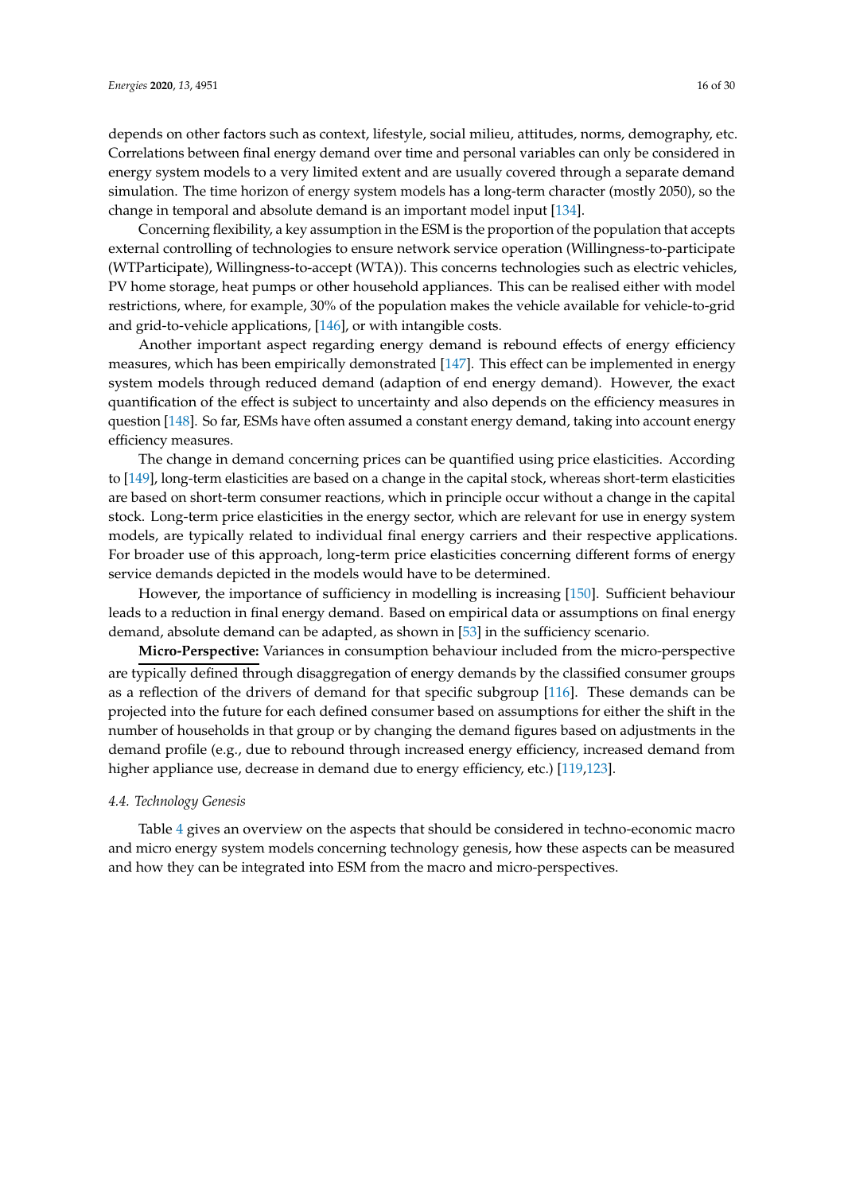depends on other factors such as context, lifestyle, social milieu, attitudes, norms, demography, etc. Correlations between final energy demand over time and personal variables can only be considered in energy system models to a very limited extent and are usually covered through a separate demand simulation. The time horizon of energy system models has a long-term character (mostly 2050), so the change in temporal and absolute demand is an important model input [134].

Concerning flexibility, a key assumption in the ESM is the proportion of the population that accepts external controlling of technologies to ensure network service operation (Willingness-to-participate (WTParticipate), Willingness-to-accept (WTA)). This concerns technologies such as electric vehicles, PV home storage, heat pumps or other household appliances. This can be realised either with model restrictions, where, for example, 30% of the population makes the vehicle available for vehicle-to-grid and grid-to-vehicle applications, [146], or with intangible costs.

Another important aspect regarding energy demand is rebound effects of energy efficiency measures, which has been empirically demonstrated [147]. This effect can be implemented in energy system models through reduced demand (adaption of end energy demand). However, the exact quantification of the effect is subject to uncertainty and also depends on the efficiency measures in question [148]. So far, ESMs have often assumed a constant energy demand, taking into account energy efficiency measures.

The change in demand concerning prices can be quantified using price elasticities. According to [149], long-term elasticities are based on a change in the capital stock, whereas short-term elasticities are based on short-term consumer reactions, which in principle occur without a change in the capital stock. Long-term price elasticities in the energy sector, which are relevant for use in energy system models, are typically related to individual final energy carriers and their respective applications. For broader use of this approach, long-term price elasticities concerning different forms of energy service demands depicted in the models would have to be determined.

However, the importance of sufficiency in modelling is increasing [150]. Sufficient behaviour leads to a reduction in final energy demand. Based on empirical data or assumptions on final energy demand, absolute demand can be adapted, as shown in [53] in the sufficiency scenario.

**Micro-Perspective:** Variances in consumption behaviour included from the micro-perspective are typically defined through disaggregation of energy demands by the classified consumer groups as a reflection of the drivers of demand for that specific subgroup [116]. These demands can be projected into the future for each defined consumer based on assumptions for either the shift in the number of households in that group or by changing the demand figures based on adjustments in the demand profile (e.g., due to rebound through increased energy efficiency, increased demand from higher appliance use, decrease in demand due to energy efficiency, etc.) [119,123].

### 4.4. Technology Genesis

Table 4 gives an overview on the aspects that should be considered in techno-economic macro and micro energy system models concerning technology genesis, how these aspects can be measured and how they can be integrated into ESM from the macro and micro-perspectives.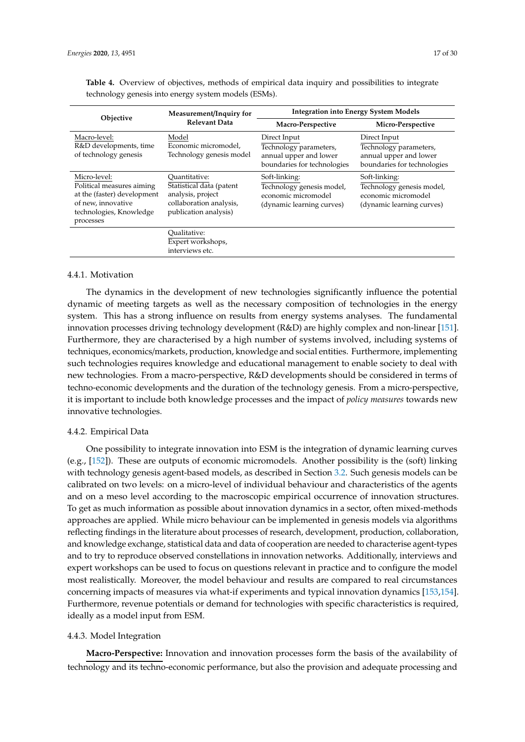**Table 4.** Overview of objectives, methods of empirical data inquiry and possibilities to integrate technology genesis into energy system models (ESMs).

| Objective | Measurement/Inquiry for Relevant Data | Integration into Energy System Models | |
|---|---|---|---|
| | | **Macro-Perspective** | **Micro-Perspective** |
| Macro-level: R&D developments, time of technology genesis | Model Economic micromodel, Technology genesis model | Direct Input Technology parameters, annual upper and lower boundaries for technologies | Direct Input Technology parameters, annual upper and lower boundaries for technologies |
| Micro-level: Political measures aiming at the (faster) development of new, innovative technologies, Knowledge processes | Quantitative: Statistical data (patent analysis, project collaboration analysis, publication analysis) | Soft-linking: Technology genesis model, economic micromodel (dynamic learning curves) | Soft-linking: Technology genesis model, economic micromodel (dynamic learning curves) |
| | Qualitative: Expert workshops, interviews etc. | | |

#### 4.4.1. Motivation

The dynamics in the development of new technologies significantly influence the potential dynamic of meeting targets as well as the necessary composition of technologies in the energy system. This has a strong influence on results from energy systems analyses. The fundamental innovation processes driving technology development (R&D) are highly complex and non-linear [151]. Furthermore, they are characterised by a high number of systems involved, including systems of techniques, economics/markets, production, knowledge and social entities. Furthermore, implementing such technologies requires knowledge and educational management to enable society to deal with new technologies. From a macro-perspective, R&D developments should be considered in terms of techno-economic developments and the duration of the technology genesis. From a micro-perspective, it is important to include both knowledge processes and the impact of *policy measures* towards new innovative technologies.

#### 4.4.2. Empirical Data

One possibility to integrate innovation into ESM is the integration of dynamic learning curves (e.g., [152]). These are outputs of economic micromodels. Another possibility is the (soft) linking with technology genesis agent-based models, as described in Section 3.2. Such genesis models can be calibrated on two levels: on a micro-level of individual behaviour and characteristics of the agents and on a meso level according to the macroscopic empirical occurrence of innovation structures. To get as much information as possible about innovation dynamics in a sector, often mixed-methods approaches are applied. While micro behaviour can be implemented in genesis models via algorithms reflecting findings in the literature about processes of research, development, production, collaboration, and knowledge exchange, statistical data and data of cooperation are needed to characterise agent-types and to try to reproduce observed constellations in innovation networks. Additionally, interviews and expert workshops can be used to focus on questions relevant in practice and to configure the model most realistically. Moreover, the model behaviour and results are compared to real circumstances concerning impacts of measures via what-if experiments and typical innovation dynamics [153,154]. Furthermore, revenue potentials or demand for technologies with specific characteristics is required, ideally as a model input from ESM.

#### 4.4.3. Model Integration

**Macro-Perspective:** Innovation and innovation processes form the basis of the availability of technology and its techno-economic performance, but also the provision and adequate processing and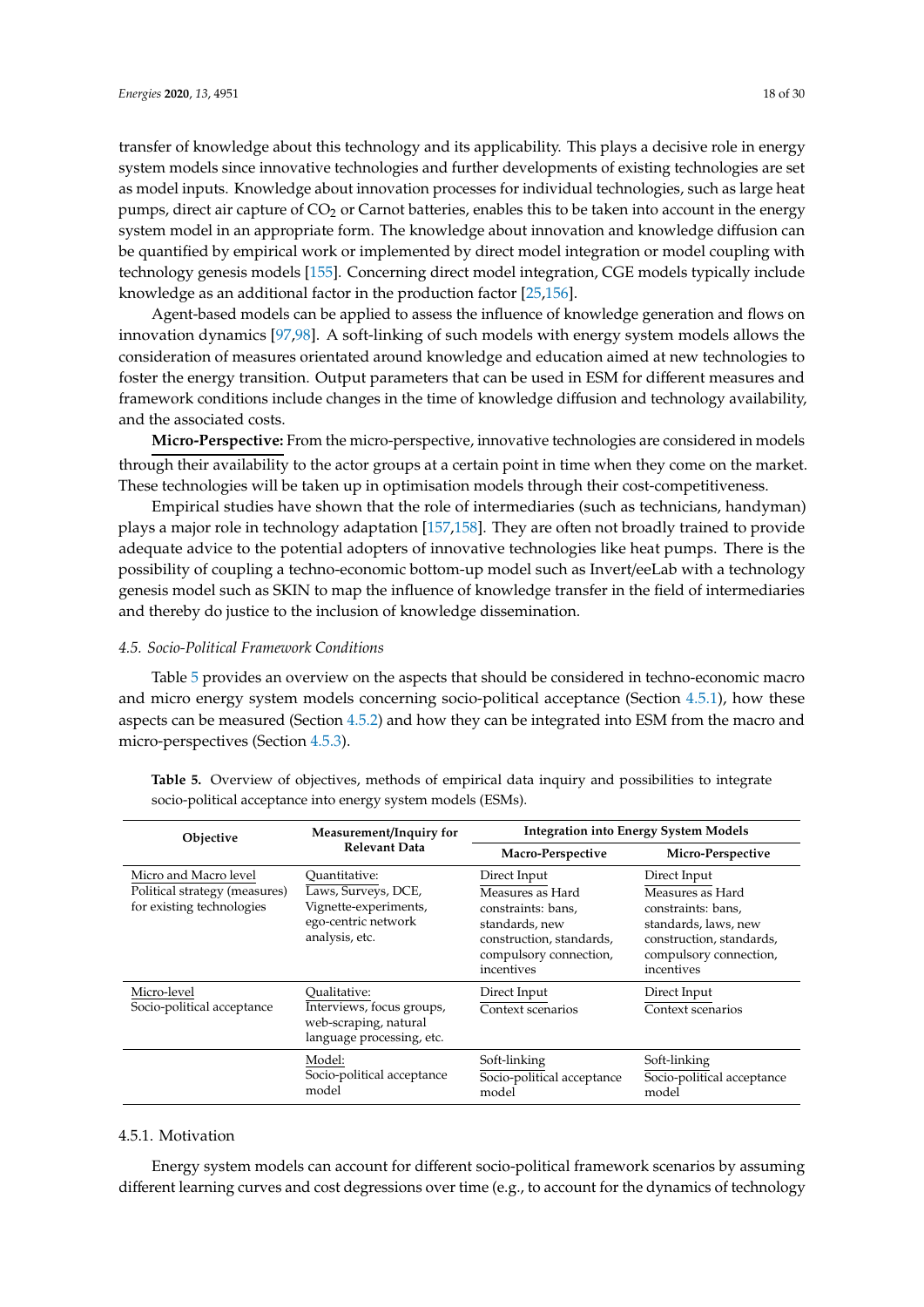transfer of knowledge about this technology and its applicability. This plays a decisive role in energy system models since innovative technologies and further developments of existing technologies are set as model inputs. Knowledge about innovation processes for individual technologies, such as large heat pumps, direct air capture of $CO_2$ or Carnot batteries, enables this to be taken into account in the energy system model in an appropriate form. The knowledge about innovation and knowledge diffusion can be quantified by empirical work or implemented by direct model integration or model coupling with technology genesis models [155]. Concerning direct model integration, CGE models typically include knowledge as an additional factor in the production factor [25,156].

Agent-based models can be applied to assess the influence of knowledge generation and flows on innovation dynamics [97,98]. A soft-linking of such models with energy system models allows the consideration of measures orientated around knowledge and education aimed at new technologies to foster the energy transition. Output parameters that can be used in ESM for different measures and framework conditions include changes in the time of knowledge diffusion and technology availability, and the associated costs.

**Micro-Perspective:** From the micro-perspective, innovative technologies are considered in models through their availability to the actor groups at a certain point in time when they come on the market. These technologies will be taken up in optimisation models through their cost-competitiveness.

Empirical studies have shown that the role of intermediaries (such as technicians, handyman) plays a major role in technology adaptation [157,158]. They are often not broadly trained to provide adequate advice to the potential adopters of innovative technologies like heat pumps. There is the possibility of coupling a techno-economic bottom-up model such as Invert/eeLab with a technology genesis model such as SKIN to map the influence of knowledge transfer in the field of intermediaries and thereby do justice to the inclusion of knowledge dissemination.

### 4.5. Socio-Political Framework Conditions

Table 5 provides an overview on the aspects that should be considered in techno-economic macro and micro energy system models concerning socio-political acceptance (Section 4.5.1), how these aspects can be measured (Section 4.5.2) and how they can be integrated into ESM from the macro and micro-perspectives (Section 4.5.3).

**Table 5.** Overview of objectives, methods of empirical data inquiry and possibilities to integrate socio-political acceptance into energy system models (ESMs).

| Objective | Measurement/Inquiry for Relevant Data | Integration into Energy System Models | |
|---|---|---|---|
| | | Macro-Perspective | Micro-Perspective |
| Micro and Macro level<br>Political strategy (measures) for existing technologies | Quantitative:<br>Laws, Surveys, DCE, Vignette-experiments, ego-centric network analysis, etc. | Direct Input<br>Measures as Hard constraints: bans, standards, new construction, standards, compulsory connection, incentives | Direct Input<br>Measures as Hard constraints: bans, standards, laws, new construction, standards, compulsory connection, incentives |
| Micro-level<br>Socio-political acceptance | Qualitative:<br>Interviews, focus groups, web-scraping, natural language processing, etc. | Direct Input<br>Context scenarios | Direct Input<br>Context scenarios |
| | Model:<br>Socio-political acceptance model | Soft-linking<br>Socio-political acceptance model | Soft-linking<br>Socio-political acceptance model |

#### 4.5.1. Motivation

Energy system models can account for different socio-political framework scenarios by assuming different learning curves and cost degressions over time (e.g., to account for the dynamics of technology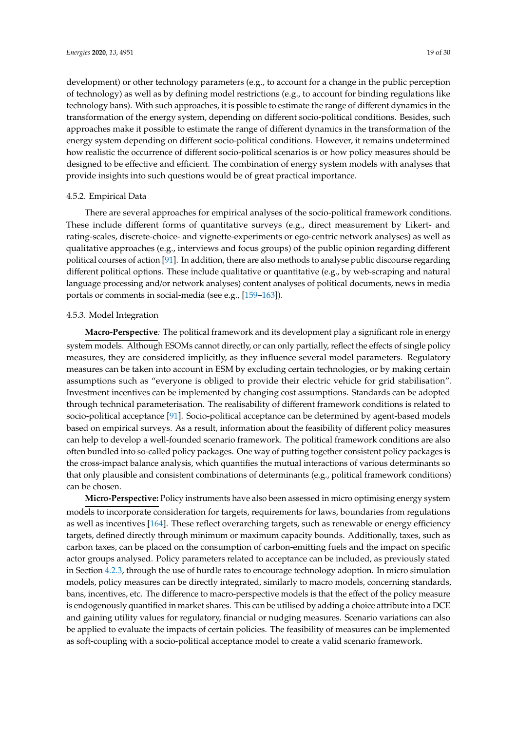development) or other technology parameters (e.g., to account for a change in the public perception of technology) as well as by defining model restrictions (e.g., to account for binding regulations like technology bans). With such approaches, it is possible to estimate the range of different dynamics in the transformation of the energy system, depending on different socio-political conditions. Besides, such approaches make it possible to estimate the range of different dynamics in the transformation of the energy system depending on different socio-political conditions. However, it remains undetermined how realistic the occurrence of different socio-political scenarios is or how policy measures should be designed to be effective and efficient. The combination of energy system models with analyses that provide insights into such questions would be of great practical importance.

#### 4.5.2. Empirical Data

There are several approaches for empirical analyses of the socio-political framework conditions. These include different forms of quantitative surveys (e.g., direct measurement by Likert- and rating-scales, discrete-choice- and vignette-experiments or ego-centric network analyses) as well as qualitative approaches (e.g., interviews and focus groups) of the public opinion regarding different political courses of action [91]. In addition, there are also methods to analyse public discourse regarding different political options. These include qualitative or quantitative (e.g., by web-scraping and natural language processing and/or network analyses) content analyses of political documents, news in media portals or comments in social-media (see e.g., [159–163]).

#### 4.5.3. Model Integration

**Macro-Perspective***:* The political framework and its development play a significant role in energy system models. Although ESOMs cannot directly, or can only partially, reflect the effects of single policy measures, they are considered implicitly, as they influence several model parameters. Regulatory measures can be taken into account in ESM by excluding certain technologies, or by making certain assumptions such as "everyone is obliged to provide their electric vehicle for grid stabilisation". Investment incentives can be implemented by changing cost assumptions. Standards can be adopted through technical parameterisation. The realisability of different framework conditions is related to socio-political acceptance [91]. Socio-political acceptance can be determined by agent-based models based on empirical surveys. As a result, information about the feasibility of different policy measures can help to develop a well-founded scenario framework. The political framework conditions are also often bundled into so-called policy packages. One way of putting together consistent policy packages is the cross-impact balance analysis, which quantifies the mutual interactions of various determinants so that only plausible and consistent combinations of determinants (e.g., political framework conditions) can be chosen.

**Micro-Perspective:** Policy instruments have also been assessed in micro optimising energy system models to incorporate consideration for targets, requirements for laws, boundaries from regulations as well as incentives [164]. These reflect overarching targets, such as renewable or energy efficiency targets, defined directly through minimum or maximum capacity bounds. Additionally, taxes, such as carbon taxes, can be placed on the consumption of carbon-emitting fuels and the impact on specific actor groups analysed. Policy parameters related to acceptance can be included, as previously stated in Section 4.2.3, through the use of hurdle rates to encourage technology adoption. In micro simulation models, policy measures can be directly integrated, similarly to macro models, concerning standards, bans, incentives, etc. The difference to macro-perspective models is that the effect of the policy measure is endogenously quantified in market shares. This can be utilised by adding a choice attribute into a DCE and gaining utility values for regulatory, financial or nudging measures. Scenario variations can also be applied to evaluate the impacts of certain policies. The feasibility of measures can be implemented as soft-coupling with a socio-political acceptance model to create a valid scenario framework.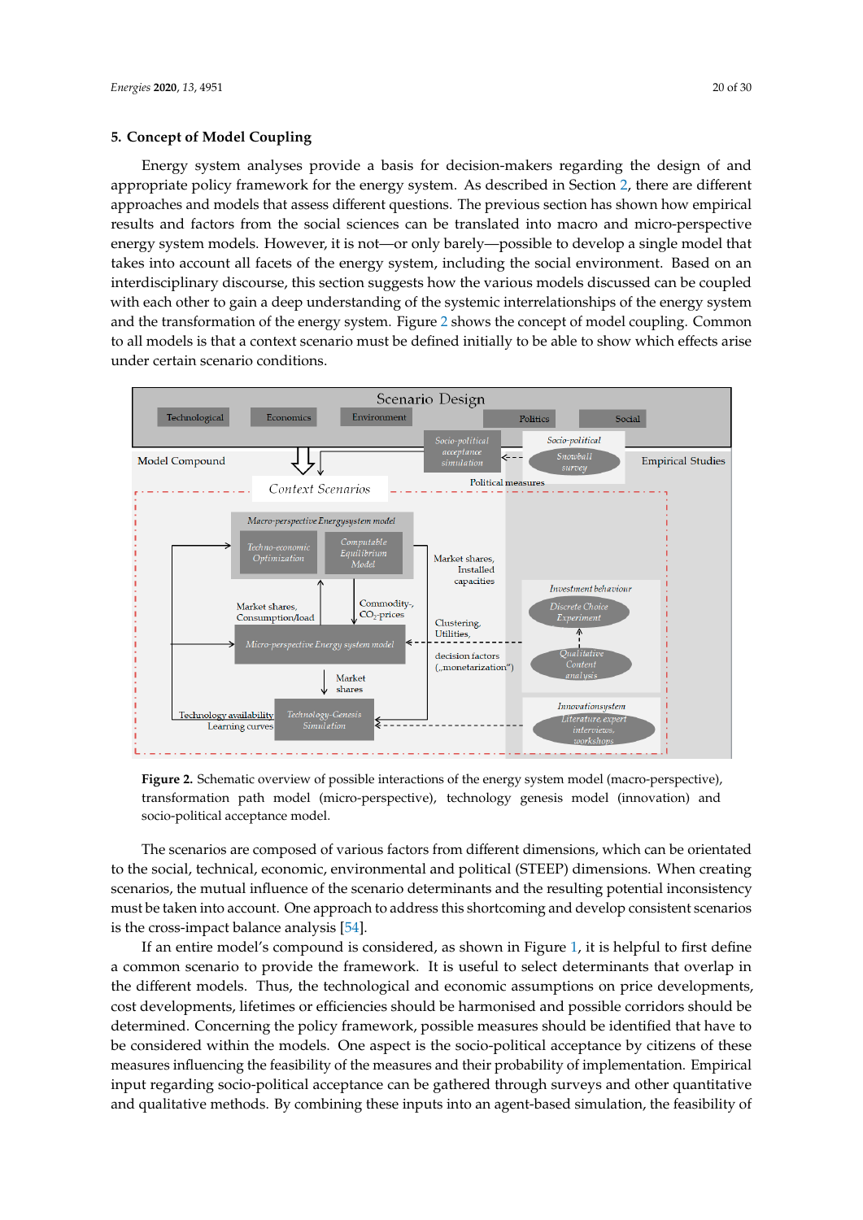## 5. Concept of Model Coupling

Energy system analyses provide a basis for decision-makers regarding the design of and appropriate policy framework for the energy system. As described in Section 2, there are different approaches and models that assess different questions. The previous section has shown how empirical results and factors from the social sciences can be translated into macro and micro-perspective energy system models. However, it is not—or only barely—possible to develop a single model that takes into account all facets of the energy system, including the social environment. Based on an interdisciplinary discourse, this section suggests how the various models discussed can be coupled with each other to gain a deep understanding of the systemic interrelationships of the energy system and the transformation of the energy system. Figure 2 shows the concept of model coupling. Common to all models is that a context scenario must be defined initially to be able to show which effects arise under certain scenario conditions.

**Figure 2.** Schematic overview of possible interactions of the energy system model (macro-perspective), transformation path model (micro-perspective), technology genesis model (innovation) and socio-political acceptance model.

The scenarios are composed of various factors from different dimensions, which can be orientated to the social, technical, economic, environmental and political (STEEP) dimensions. When creating scenarios, the mutual influence of the scenario determinants and the resulting potential inconsistency must be taken into account. One approach to address this shortcoming and develop consistent scenarios is the cross-impact balance analysis [54].

If an entire model's compound is considered, as shown in Figure 1, it is helpful to first define a common scenario to provide the framework. It is useful to select determinants that overlap in the different models. Thus, the technological and economic assumptions on price developments, cost developments, lifetimes or efficiencies should be harmonised and possible corridors should be determined. Concerning the policy framework, possible measures should be identified that have to be considered within the models. One aspect is the socio-political acceptance by citizens of these measures influencing the feasibility of the measures and their probability of implementation. Empirical input regarding socio-political acceptance can be gathered through surveys and other quantitative and qualitative methods. By combining these inputs into an agent-based simulation, the feasibility of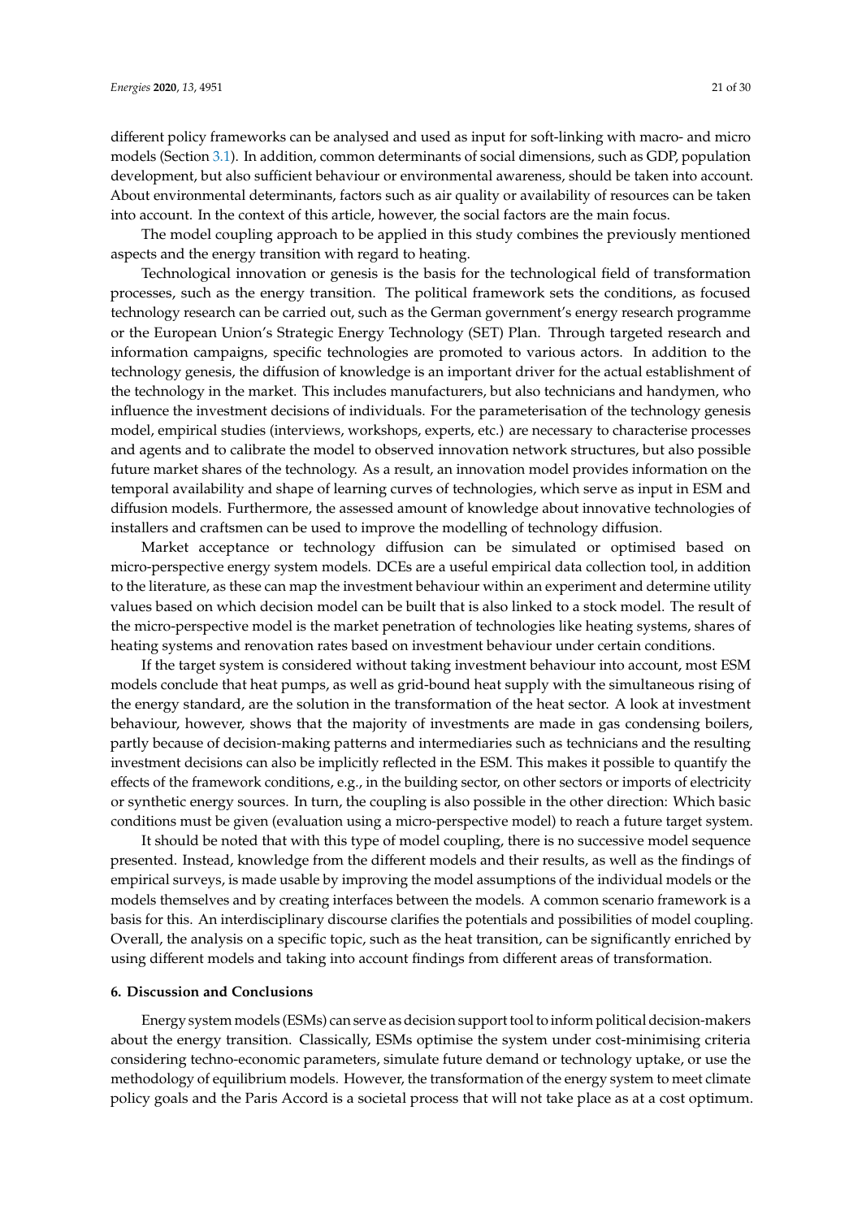different policy frameworks can be analysed and used as input for soft-linking with macro- and micro models (Section 3.1). In addition, common determinants of social dimensions, such as GDP, population development, but also sufficient behaviour or environmental awareness, should be taken into account. About environmental determinants, factors such as air quality or availability of resources can be taken into account. In the context of this article, however, the social factors are the main focus.

The model coupling approach to be applied in this study combines the previously mentioned aspects and the energy transition with regard to heating.

Technological innovation or genesis is the basis for the technological field of transformation processes, such as the energy transition. The political framework sets the conditions, as focused technology research can be carried out, such as the German government's energy research programme or the European Union's Strategic Energy Technology (SET) Plan. Through targeted research and information campaigns, specific technologies are promoted to various actors. In addition to the technology genesis, the diffusion of knowledge is an important driver for the actual establishment of the technology in the market. This includes manufacturers, but also technicians and handymen, who influence the investment decisions of individuals. For the parameterisation of the technology genesis model, empirical studies (interviews, workshops, experts, etc.) are necessary to characterise processes and agents and to calibrate the model to observed innovation network structures, but also possible future market shares of the technology. As a result, an innovation model provides information on the temporal availability and shape of learning curves of technologies, which serve as input in ESM and diffusion models. Furthermore, the assessed amount of knowledge about innovative technologies of installers and craftsmen can be used to improve the modelling of technology diffusion.

Market acceptance or technology diffusion can be simulated or optimised based on micro-perspective energy system models. DCEs are a useful empirical data collection tool, in addition to the literature, as these can map the investment behaviour within an experiment and determine utility values based on which decision model can be built that is also linked to a stock model. The result of the micro-perspective model is the market penetration of technologies like heating systems, shares of heating systems and renovation rates based on investment behaviour under certain conditions.

If the target system is considered without taking investment behaviour into account, most ESM models conclude that heat pumps, as well as grid-bound heat supply with the simultaneous rising of the energy standard, are the solution in the transformation of the heat sector. A look at investment behaviour, however, shows that the majority of investments are made in gas condensing boilers, partly because of decision-making patterns and intermediaries such as technicians and the resulting investment decisions can also be implicitly reflected in the ESM. This makes it possible to quantify the effects of the framework conditions, e.g., in the building sector, on other sectors or imports of electricity or synthetic energy sources. In turn, the coupling is also possible in the other direction: Which basic conditions must be given (evaluation using a micro-perspective model) to reach a future target system.

It should be noted that with this type of model coupling, there is no successive model sequence presented. Instead, knowledge from the different models and their results, as well as the findings of empirical surveys, is made usable by improving the model assumptions of the individual models or the models themselves and by creating interfaces between the models. A common scenario framework is a basis for this. An interdisciplinary discourse clarifies the potentials and possibilities of model coupling. Overall, the analysis on a specific topic, such as the heat transition, can be significantly enriched by using different models and taking into account findings from different areas of transformation.

## 6. Discussion and Conclusions

Energy system models (ESMs) can serve as decision support tool to inform political decision-makers about the energy transition. Classically, ESMs optimise the system under cost-minimising criteria considering techno-economic parameters, simulate future demand or technology uptake, or use the methodology of equilibrium models. However, the transformation of the energy system to meet climate policy goals and the Paris Accord is a societal process that will not take place as at a cost optimum.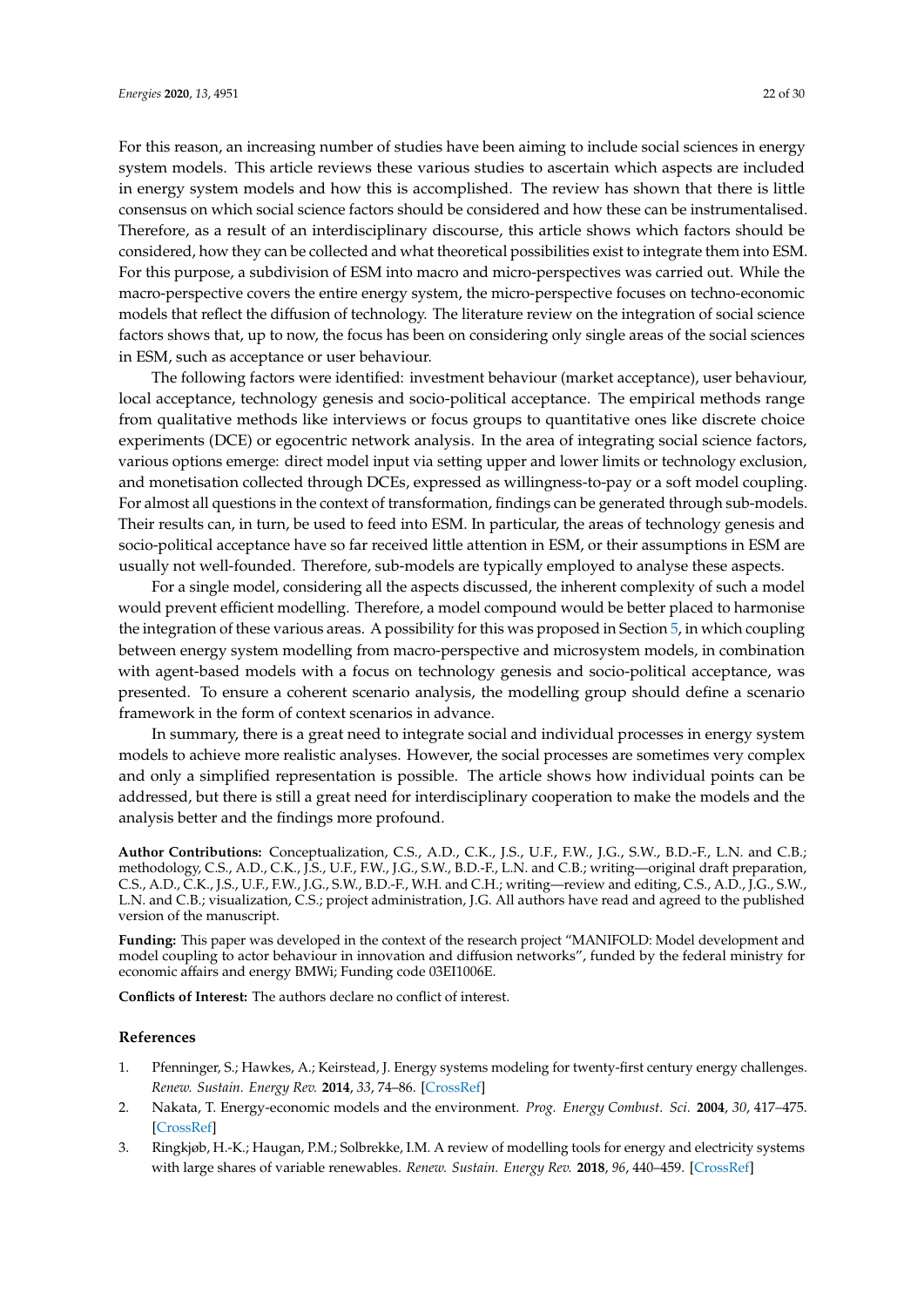For this reason, an increasing number of studies have been aiming to include social sciences in energy system models. This article reviews these various studies to ascertain which aspects are included in energy system models and how this is accomplished. The review has shown that there is little consensus on which social science factors should be considered and how these can be instrumentalised. Therefore, as a result of an interdisciplinary discourse, this article shows which factors should be considered, how they can be collected and what theoretical possibilities exist to integrate them into ESM. For this purpose, a subdivision of ESM into macro and micro-perspectives was carried out. While the macro-perspective covers the entire energy system, the micro-perspective focuses on techno-economic models that reflect the diffusion of technology. The literature review on the integration of social science factors shows that, up to now, the focus has been on considering only single areas of the social sciences in ESM, such as acceptance or user behaviour.

The following factors were identified: investment behaviour (market acceptance), user behaviour, local acceptance, technology genesis and socio-political acceptance. The empirical methods range from qualitative methods like interviews or focus groups to quantitative ones like discrete choice experiments (DCE) or egocentric network analysis. In the area of integrating social science factors, various options emerge: direct model input via setting upper and lower limits or technology exclusion, and monetisation collected through DCEs, expressed as willingness-to-pay or a soft model coupling. For almost all questions in the context of transformation, findings can be generated through sub-models. Their results can, in turn, be used to feed into ESM. In particular, the areas of technology genesis and socio-political acceptance have so far received little attention in ESM, or their assumptions in ESM are usually not well-founded. Therefore, sub-models are typically employed to analyse these aspects.

For a single model, considering all the aspects discussed, the inherent complexity of such a model would prevent efficient modelling. Therefore, a model compound would be better placed to harmonise the integration of these various areas. A possibility for this was proposed in Section 5, in which coupling between energy system modelling from macro-perspective and microsystem models, in combination with agent-based models with a focus on technology genesis and socio-political acceptance, was presented. To ensure a coherent scenario analysis, the modelling group should define a scenario framework in the form of context scenarios in advance.

In summary, there is a great need to integrate social and individual processes in energy system models to achieve more realistic analyses. However, the social processes are sometimes very complex and only a simplified representation is possible. The article shows how individual points can be addressed, but there is still a great need for interdisciplinary cooperation to make the models and the analysis better and the findings more profound.

**Author Contributions:** Conceptualization, C.S., A.D., C.K., J.S., U.F., F.W., J.G., S.W., B.D.-F., L.N. and C.B.; methodology, C.S., A.D., C.K., J.S., U.F., F.W., J.G., S.W., B.D.-F., L.N. and C.B.; writing—original draft preparation, C.S., A.D., C.K., J.S., U.F., F.W., J.G., S.W., B.D.-F., W.H. and C.H.; writing—review and editing, C.S., A.D., J.G., S.W., L.N. and C.B.; visualization, C.S.; project administration, J.G. All authors have read and agreed to the published version of the manuscript.

**Funding:** This paper was developed in the context of the research project "MANIFOLD: Model development and model coupling to actor behaviour in innovation and diffusion networks", funded by the federal ministry for economic affairs and energy BMWi; Funding code 03EI1006E.

**Conflicts of Interest:** The authors declare no conflict of interest.

## References

1. Pfenninger, S.; Hawkes, A.; Keirstead, J. Energy systems modeling for twenty-first century energy challenges. *Renew. Sustain. Energy Rev.* **2014**, *33*, 74–86. [CrossRef]
2. Nakata, T. Energy-economic models and the environment. *Prog. Energy Combust. Sci.* **2004**, *30*, 417–475. [CrossRef]
3. Ringkjøb, H.-K.; Haugan, P.M.; Solbrekke, I.M. A review of modelling tools for energy and electricity systems with large shares of variable renewables. *Renew. Sustain. Energy Rev.* **2018**, *96*, 440–459. [CrossRef]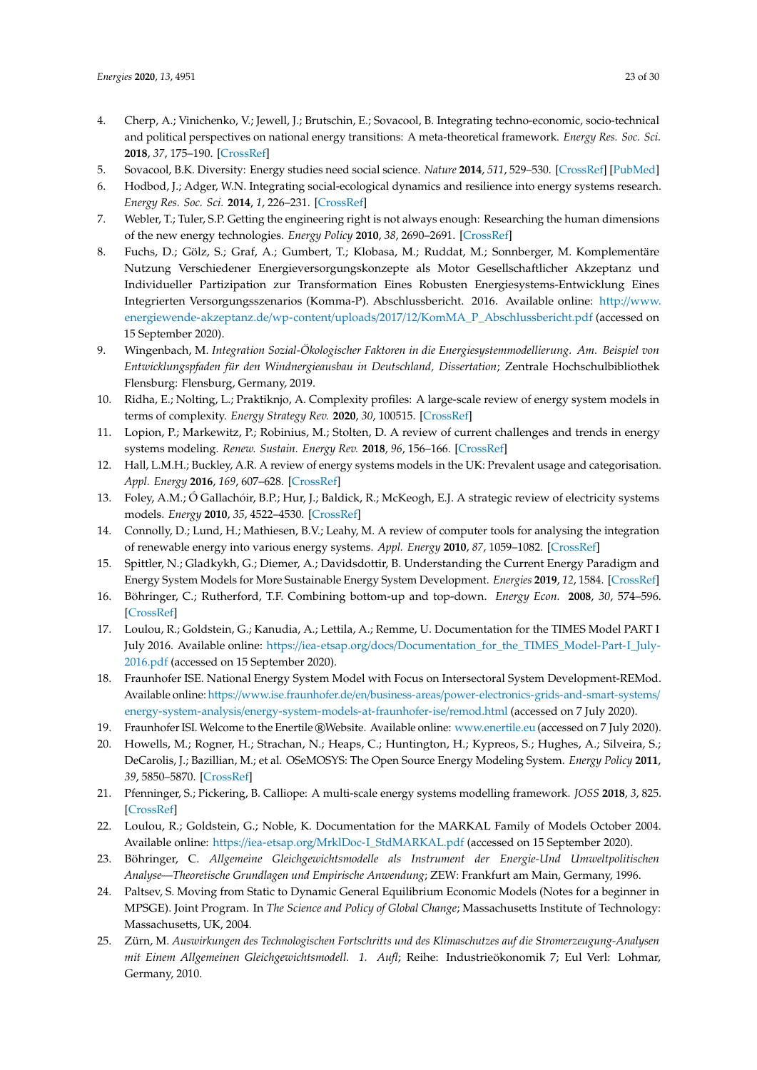4. Cherp, A.; Vinichenko, V.; Jewell, J.; Brutschin, E.; Sovacool, B. Integrating techno-economic, socio-technical and political perspectives on national energy transitions: A meta-theoretical framework. *Energy Res. Soc. Sci.* **2018**, *37*, 175–190. [CrossRef]
5. Sovacool, B.K. Diversity: Energy studies need social science. *Nature* **2014**, *511*, 529–530. [CrossRef] [PubMed]
6. Hodbod, J.; Adger, W.N. Integrating social-ecological dynamics and resilience into energy systems research. *Energy Res. Soc. Sci.* **2014**, *1*, 226–231. [CrossRef]
7. Webler, T.; Tuler, S.P. Getting the engineering right is not always enough: Researching the human dimensions of the new energy technologies. *Energy Policy* **2010**, *38*, 2690–2691. [CrossRef]
8. Fuchs, D.; Gölz, S.; Graf, A.; Gumbert, T.; Klobasa, M.; Ruddat, M.; Sonnberger, M. Komplementäre Nutzung Verschiedener Energieversorgungskonzepte als Motor Gesellschaftlicher Akzeptanz und Individueller Partizipation zur Transformation Eines Robusten Energiesystems-Entwicklung Eines Integrierten Versorgungsszenarios (Komma-P). Abschlussbericht. 2016. Available online: http://www.energiewende-akzeptanz.de/wp-content/uploads/2017/12/KomMA_P_Abschlussbericht.pdf (accessed on 15 September 2020).
9. Wingenbach, M. *Integration Sozial-Ökologischer Faktoren in die Energiesystemmodellierung. Am. Beispiel von Entwicklungspfaden für den Windnergieausbau in Deutschland, Dissertation*; Zentrale Hochschulbibliothek Flensburg: Flensburg, Germany, 2019.
10. Ridha, E.; Nolting, L.; Praktiknjo, A. Complexity profiles: A large-scale review of energy system models in terms of complexity. *Energy Strategy Rev.* **2020**, *30*, 100515. [CrossRef]
11. Lopion, P.; Markewitz, P.; Robinius, M.; Stolten, D. A review of current challenges and trends in energy systems modeling. *Renew. Sustain. Energy Rev.* **2018**, *96*, 156–166. [CrossRef]
12. Hall, L.M.H.; Buckley, A.R. A review of energy systems models in the UK: Prevalent usage and categorisation. *Appl. Energy* **2016**, *169*, 607–628. [CrossRef]
13. Foley, A.M.; Ó Gallachóir, B.P.; Hur, J.; Baldick, R.; McKeogh, E.J. A strategic review of electricity systems models. *Energy* **2010**, *35*, 4522–4530. [CrossRef]
14. Connolly, D.; Lund, H.; Mathiesen, B.V.; Leahy, M. A review of computer tools for analysing the integration of renewable energy into various energy systems. *Appl. Energy* **2010**, *87*, 1059–1082. [CrossRef]
15. Spittler, N.; Gladkykh, G.; Diemer, A.; Davidsdottir, B. Understanding the Current Energy Paradigm and Energy System Models for More Sustainable Energy System Development. *Energies* **2019**, *12*, 1584. [CrossRef]
16. Böhringer, C.; Rutherford, T.F. Combining bottom-up and top-down. *Energy Econ.* **2008**, *30*, 574–596. [CrossRef]
17. Loulou, R.; Goldstein, G.; Kanudia, A.; Lettila, A.; Remme, U. Documentation for the TIMES Model PART I July 2016. Available online: https://iea-etsap.org/docs/Documentation_for_the_TIMES_Model-Part-I_July-2016.pdf (accessed on 15 September 2020).
18. Fraunhofer ISE. National Energy System Model with Focus on Intersectoral System Development-REMod. Available online: https://www.ise.fraunhofer.de/en/business-areas/power-electronics-grids-and-smart-systems/energy-system-analysis/energy-system-models-at-fraunhofer-ise/remod.html (accessed on 7 July 2020).
19. Fraunhofer ISI. Welcome to the Enertile®Website. Available online: www.enertile.eu (accessed on 7 July 2020).
20. Howells, M.; Rogner, H.; Strachan, N.; Heaps, C.; Huntington, H.; Kypreos, S.; Hughes, A.; Silveira, S.; DeCarolis, J.; Bazillian, M.; et al. OSeMOSYS: The Open Source Energy Modeling System. *Energy Policy* **2011**, *39*, 5850–5870. [CrossRef]
21. Pfenninger, S.; Pickering, B. Calliope: A multi-scale energy systems modelling framework. *JOSS* **2018**, *3*, 825. [CrossRef]
22. Loulou, R.; Goldstein, G.; Noble, K. Documentation for the MARKAL Family of Models October 2004. Available online: https://iea-etsap.org/MrklDoc-I_StdMARKAL.pdf (accessed on 15 September 2020).
23. Böhringer, C. *Allgemeine Gleichgewichtsmodelle als Instrument der Energie-Und Umweltpolitischen Analyse—Theoretische Grundlagen und Empirische Anwendung*; ZEW: Frankfurt am Main, Germany, 1996.
24. Paltsev, S. Moving from Static to Dynamic General Equilibrium Economic Models (Notes for a beginner in MPSGE). Joint Program. In *The Science and Policy of Global Change*; Massachusetts Institute of Technology: Massachusetts, UK, 2004.
25. Zürn, M. *Auswirkungen des Technologischen Fortschritts und des Klimaschutzes auf die Stromerzeugung-Analysen mit Einem Allgemeinen Gleichgewichtsmodell. 1. Aufl*; Reihe: Industrieökonomik 7; Eul Verl: Lohmar, Germany, 2010.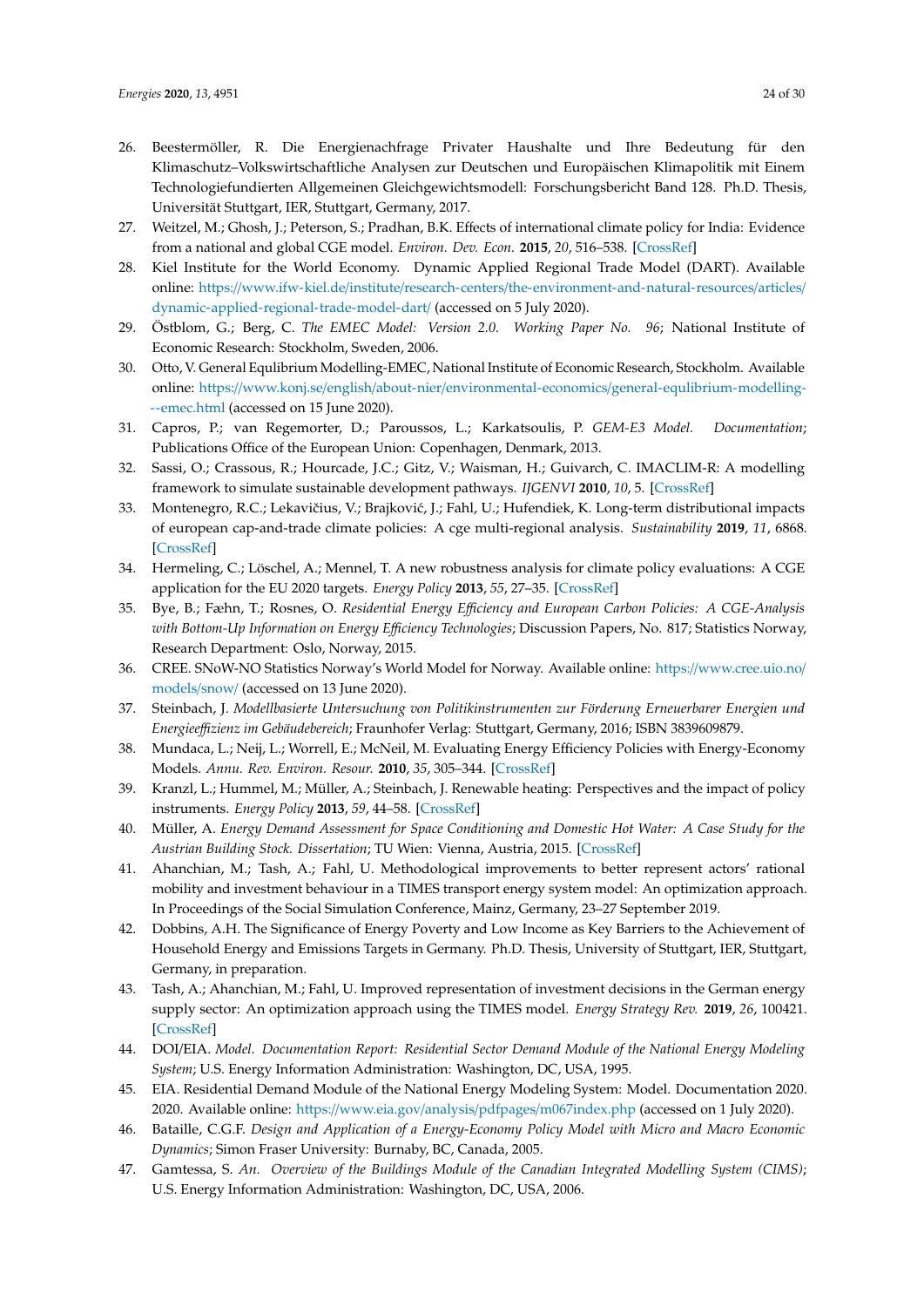26. Beestermöller, R. Die Energienachfrage Privater Haushalte und Ihre Bedeutung für den Klimaschutz–Volkswirtschaftliche Analysen zur Deutschen und Europäischen Klimapolitik mit Einem Technologiefundierten Allgemeinen Gleichgewichtsmodell: Forschungsbericht Band 128. Ph.D. Thesis, Universität Stuttgart, IER, Stuttgart, Germany, 2017.
27. Weitzel, M.; Ghosh, J.; Peterson, S.; Pradhan, B.K. Effects of international climate policy for India: Evidence from a national and global CGE model. *Environ. Dev. Econ.* **2015**, *20*, 516–538. [CrossRef]
28. Kiel Institute for the World Economy. Dynamic Applied Regional Trade Model (DART). Available online: https://www.ifw-kiel.de/institute/research-centers/the-environment-and-natural-resources/articles/dynamic-applied-regional-trade-model-dart/ (accessed on 5 July 2020).
29. Östblom, G.; Berg, C. *The EMEC Model: Version 2.0. Working Paper No. 96*; National Institute of Economic Research: Stockholm, Sweden, 2006.
30. Otto, V. General Equlibrium Modelling-EMEC, National Institute of Economic Research, Stockholm. Available online: https://www.konj.se/english/about-nier/environmental-economics/general-equlibrium-modelling--emec.html (accessed on 15 June 2020).
31. Capros, P.; van Regemorter, D.; Paroussos, L.; Karkatsoulis, P. *GEM-E3 Model. Documentation*; Publications Office of the European Union: Copenhagen, Denmark, 2013.
32. Sassi, O.; Crassous, R.; Hourcade, J.C.; Gitz, V.; Waisman, H.; Guivarch, C. IMACLIM-R: A modelling framework to simulate sustainable development pathways. *IJGENVI* **2010**, *10*, 5. [CrossRef]
33. Montenegro, R.C.; Lekavičius, V.; Brajković, J.; Fahl, U.; Hufendiek, K. Long-term distributional impacts of european cap-and-trade climate policies: A cge multi-regional analysis. *Sustainability* **2019**, *11*, 6868. [CrossRef]
34. Hermeling, C.; Löschel, A.; Mennel, T. A new robustness analysis for climate policy evaluations: A CGE application for the EU 2020 targets. *Energy Policy* **2013**, *55*, 27–35. [CrossRef]
35. Bye, B.; Fæhn, T.; Rosnes, O. *Residential Energy Efficiency and European Carbon Policies: A CGE-Analysis with Bottom-Up Information on Energy Efficiency Technologies*; Discussion Papers, No. 817; Statistics Norway, Research Department: Oslo, Norway, 2015.
36. CREE. SNoW-NO Statistics Norway's World Model for Norway. Available online: https://www.cree.uio.no/models/snow/ (accessed on 13 June 2020).
37. Steinbach, J. *Modellbasierte Untersuchung von Politikinstrumenten zur Förderung Erneuerbarer Energien und Energieeffizienz im Gebäudebereich*; Fraunhofer Verlag: Stuttgart, Germany, 2016; ISBN 3839609879.
38. Mundaca, L.; Neij, L.; Worrell, E.; McNeil, M. Evaluating Energy Efficiency Policies with Energy-Economy Models. *Annu. Rev. Environ. Resour.* **2010**, *35*, 305–344. [CrossRef]
39. Kranzl, L.; Hummel, M.; Müller, A.; Steinbach, J. Renewable heating: Perspectives and the impact of policy instruments. *Energy Policy* **2013**, *59*, 44–58. [CrossRef]
40. Müller, A. *Energy Demand Assessment for Space Conditioning and Domestic Hot Water: A Case Study for the Austrian Building Stock. Dissertation*; TU Wien: Vienna, Austria, 2015. [CrossRef]
41. Ahanchian, M.; Tash, A.; Fahl, U. Methodological improvements to better represent actors' rational mobility and investment behaviour in a TIMES transport energy system model: An optimization approach. In Proceedings of the Social Simulation Conference, Mainz, Germany, 23–27 September 2019.
42. Dobbins, A.H. The Significance of Energy Poverty and Low Income as Key Barriers to the Achievement of Household Energy and Emissions Targets in Germany. Ph.D. Thesis, University of Stuttgart, IER, Stuttgart, Germany, in preparation.
43. Tash, A.; Ahanchian, M.; Fahl, U. Improved representation of investment decisions in the German energy supply sector: An optimization approach using the TIMES model. *Energy Strategy Rev.* **2019**, *26*, 100421. [CrossRef]
44. DOI/EIA. *Model. Documentation Report: Residential Sector Demand Module of the National Energy Modeling System*; U.S. Energy Information Administration: Washington, DC, USA, 1995.
45. EIA. Residential Demand Module of the National Energy Modeling System: Model. Documentation 2020. 2020. Available online: https://www.eia.gov/analysis/pdfpages/m067index.php (accessed on 1 July 2020).
46. Bataille, C.G.F. *Design and Application of a Energy-Economy Policy Model with Micro and Macro Economic Dynamics*; Simon Fraser University: Burnaby, BC, Canada, 2005.
47. Gamtessa, S. *An. Overview of the Buildings Module of the Canadian Integrated Modelling System (CIMS)*; U.S. Energy Information Administration: Washington, DC, USA, 2006.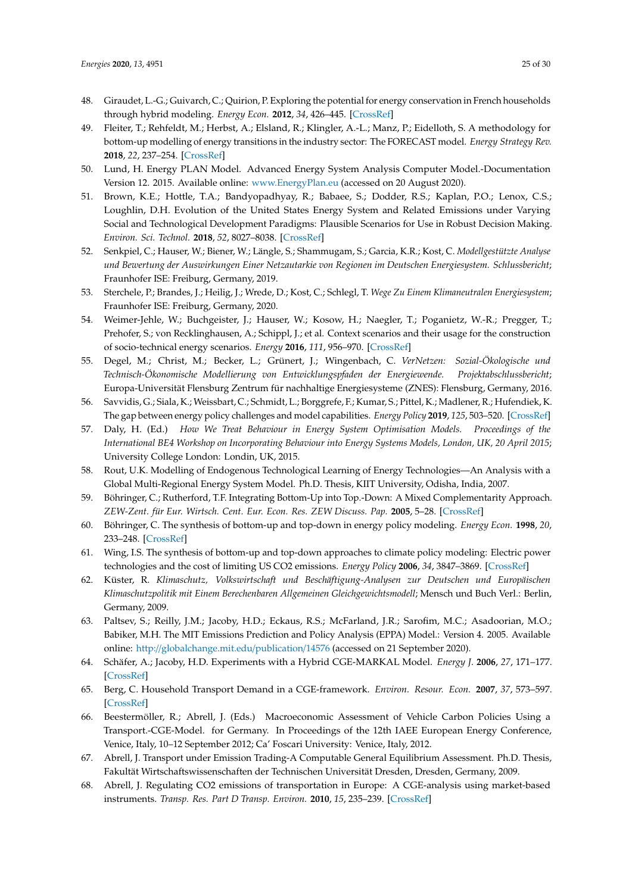48. Giraudet, L.-G.; Guivarch, C.; Quirion, P. Exploring the potential for energy conservation in French households through hybrid modeling. *Energy Econ.* **2012**, *34*, 426–445. [CrossRef]
49. Fleiter, T.; Rehfeldt, M.; Herbst, A.; Elsland, R.; Klingler, A.-L.; Manz, P.; Eidelloth, S. A methodology for bottom-up modelling of energy transitions in the industry sector: The FORECAST model. *Energy Strategy Rev.* **2018**, *22*, 237–254. [CrossRef]
50. Lund, H. Energy PLAN Model. Advanced Energy System Analysis Computer Model.-Documentation Version 12. 2015. Available online: www.EnergyPlan.eu (accessed on 20 August 2020).
51. Brown, K.E.; Hottle, T.A.; Bandyopadhyay, R.; Babaee, S.; Dodder, R.S.; Kaplan, P.O.; Lenox, C.S.; Loughlin, D.H. Evolution of the United States Energy System and Related Emissions under Varying Social and Technological Development Paradigms: Plausible Scenarios for Use in Robust Decision Making. *Environ. Sci. Technol.* **2018**, *52*, 8027–8038. [CrossRef]
52. Senkpiel, C.; Hauser, W.; Biener, W.; Längle, S.; Shammugam, S.; Garcia, K.R.; Kost, C. *Modellgestützte Analyse und Bewertung der Auswirkungen Einer Netzautarkie von Regionen im Deutschen Energiesystem. Schlussbericht*; Fraunhofer ISE: Freiburg, Germany, 2019.
53. Sterchele, P.; Brandes, J.; Heilig, J.; Wrede, D.; Kost, C.; Schlegl, T. *Wege Zu Einem Klimaneutralen Energiesystem*; Fraunhofer ISE: Freiburg, Germany, 2020.
54. Weimer-Jehle, W.; Buchgeister, J.; Hauser, W.; Kosow, H.; Naegler, T.; Poganietz, W.-R.; Pregger, T.; Prehofer, S.; von Recklinghausen, A.; Schippl, J.; et al. Context scenarios and their usage for the construction of socio-technical energy scenarios. *Energy* **2016**, *111*, 956–970. [CrossRef]
55. Degel, M.; Christ, M.; Becker, L.; Grünert, J.; Wingenbach, C. *VerNetzen: Sozial-Ökologische und Technisch-Ökonomische Modellierung von Entwicklungspfaden der Energiewende. Projektabschlussbericht*; Europa-Universität Flensburg Zentrum für nachhaltige Energiesysteme (ZNES): Flensburg, Germany, 2016.
56. Savvidis, G.; Siala, K.; Weissbart, C.; Schmidt, L.; Borggrefe, F.; Kumar, S.; Pittel, K.; Madlener, R.; Hufendiek, K. The gap between energy policy challenges and model capabilities. *Energy Policy* **2019**, *125*, 503–520. [CrossRef]
57. Daly, H. (Ed.) *How We Treat Behaviour in Energy System Optimisation Models. Proceedings of the International BE4 Workshop on Incorporating Behaviour into Energy Systems Models, London, UK, 20 April 2015*; University College London: Londin, UK, 2015.
58. Rout, U.K. Modelling of Endogenous Technological Learning of Energy Technologies—An Analysis with a Global Multi-Regional Energy System Model. Ph.D. Thesis, KIIT University, Odisha, India, 2007.
59. Böhringer, C.; Rutherford, T.F. Integrating Bottom-Up into Top.-Down: A Mixed Complementarity Approach. *ZEW-Zent. für Eur. Wirtsch. Cent. Eur. Econ. Res. ZEW Discuss. Pap.* **2005**, 5–28. [CrossRef]
60. Böhringer, C. The synthesis of bottom-up and top-down in energy policy modeling. *Energy Econ.* **1998**, *20*, 233–248. [CrossRef]
61. Wing, I.S. The synthesis of bottom-up and top-down approaches to climate policy modeling: Electric power technologies and the cost of limiting US CO2 emissions. *Energy Policy* **2006**, *34*, 3847–3869. [CrossRef]
62. Küster, R. *Klimaschutz, Volkswirtschaft und Beschäftigung-Analysen zur Deutschen und Europäischen Klimaschutzpolitik mit Einem Berechenbaren Allgemeinen Gleichgewichtsmodell*; Mensch und Buch Verl.: Berlin, Germany, 2009.
63. Paltsev, S.; Reilly, J.M.; Jacoby, H.D.; Eckaus, R.S.; McFarland, J.R.; Sarofim, M.C.; Asadoorian, M.O.; Babiker, M.H. The MIT Emissions Prediction and Policy Analysis (EPPA) Model.: Version 4. 2005. Available online: http://globalchange.mit.edu/publication/14576 (accessed on 21 September 2020).
64. Schäfer, A.; Jacoby, H.D. Experiments with a Hybrid CGE-MARKAL Model. *Energy J.* **2006**, *27*, 171–177. [CrossRef]
65. Berg, C. Household Transport Demand in a CGE-framework. *Environ. Resour. Econ.* **2007**, *37*, 573–597. [CrossRef]
66. Beestermöller, R.; Abrell, J. (Eds.) Macroeconomic Assessment of Vehicle Carbon Policies Using a Transport.-CGE-Model. for Germany. In Proceedings of the 12th IAEE European Energy Conference, Venice, Italy, 10–12 September 2012; Ca' Foscari University: Venice, Italy, 2012.
67. Abrell, J. Transport under Emission Trading-A Computable General Equilibrium Assessment. Ph.D. Thesis, Fakultät Wirtschaftswissenschaften der Technischen Universität Dresden, Dresden, Germany, 2009.
68. Abrell, J. Regulating CO2 emissions of transportation in Europe: A CGE-analysis using market-based instruments. *Transp. Res. Part D Transp. Environ.* **2010**, *15*, 235–239. [CrossRef]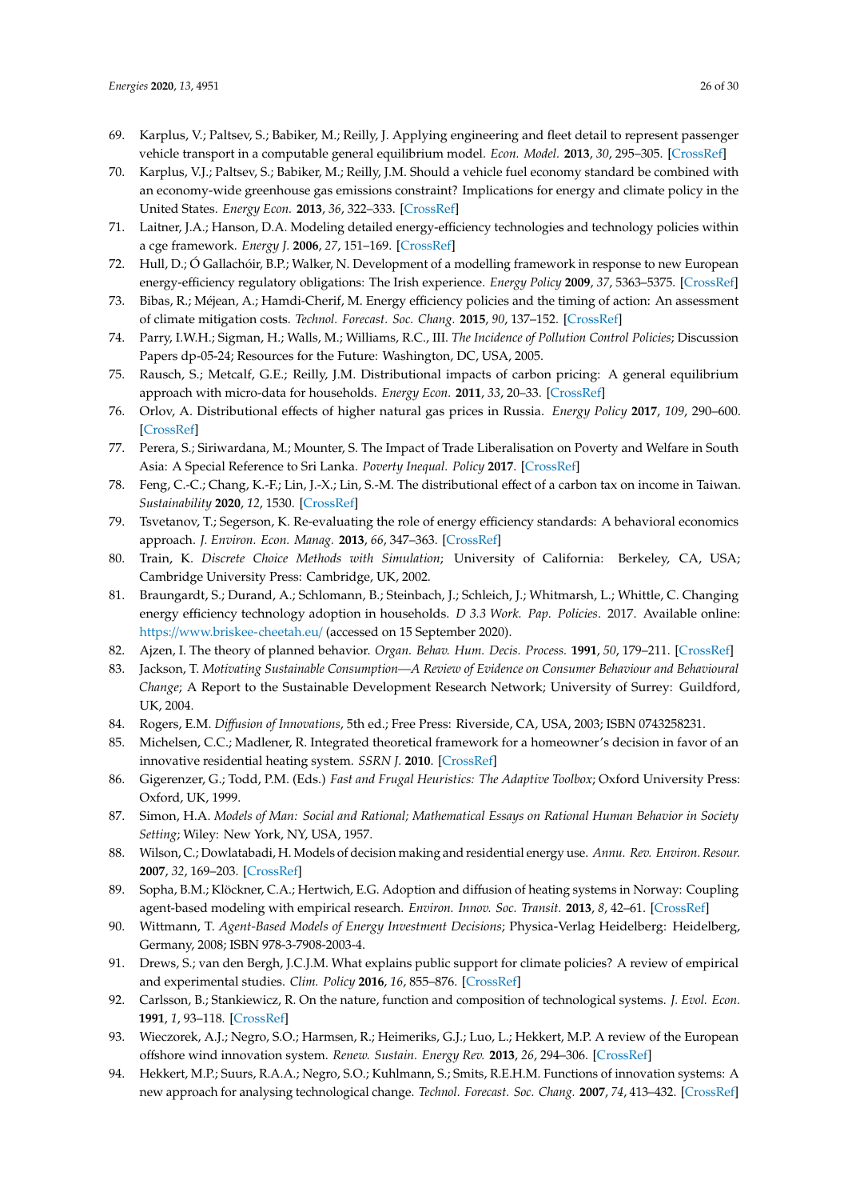69. Karplus, V.; Paltsev, S.; Babiker, M.; Reilly, J. Applying engineering and fleet detail to represent passenger vehicle transport in a computable general equilibrium model. *Econ. Model.* **2013**, *30*, 295–305. [CrossRef]
70. Karplus, V.J.; Paltsev, S.; Babiker, M.; Reilly, J.M. Should a vehicle fuel economy standard be combined with an economy-wide greenhouse gas emissions constraint? Implications for energy and climate policy in the United States. *Energy Econ.* **2013**, *36*, 322–333. [CrossRef]
71. Laitner, J.A.; Hanson, D.A. Modeling detailed energy-efficiency technologies and technology policies within a cge framework. *Energy J.* **2006**, *27*, 151–169. [CrossRef]
72. Hull, D.; Ó Gallachóir, B.P.; Walker, N. Development of a modelling framework in response to new European energy-efficiency regulatory obligations: The Irish experience. *Energy Policy* **2009**, *37*, 5363–5375. [CrossRef]
73. Bibas, R.; Méjean, A.; Hamdi-Cherif, M. Energy efficiency policies and the timing of action: An assessment of climate mitigation costs. *Technol. Forecast. Soc. Chang.* **2015**, *90*, 137–152. [CrossRef]
74. Parry, I.W.H.; Sigman, H.; Walls, M.; Williams, R.C., III. *The Incidence of Pollution Control Policies*; Discussion Papers dp-05-24; Resources for the Future: Washington, DC, USA, 2005.
75. Rausch, S.; Metcalf, G.E.; Reilly, J.M. Distributional impacts of carbon pricing: A general equilibrium approach with micro-data for households. *Energy Econ.* **2011**, *33*, 20–33. [CrossRef]
76. Orlov, A. Distributional effects of higher natural gas prices in Russia. *Energy Policy* **2017**, *109*, 290–600. [CrossRef]
77. Perera, S.; Siriwardana, M.; Mounter, S. The Impact of Trade Liberalisation on Poverty and Welfare in South Asia: A Special Reference to Sri Lanka. *Poverty Inequal. Policy* **2017**. [CrossRef]
78. Feng, C.-C.; Chang, K.-F.; Lin, J.-X.; Lin, S.-M. The distributional effect of a carbon tax on income in Taiwan. *Sustainability* **2020**, *12*, 1530. [CrossRef]
79. Tsvetanov, T.; Segerson, K. Re-evaluating the role of energy efficiency standards: A behavioral economics approach. *J. Environ. Econ. Manag.* **2013**, *66*, 347–363. [CrossRef]
80. Train, K. *Discrete Choice Methods with Simulation*; University of California: Berkeley, CA, USA; Cambridge University Press: Cambridge, UK, 2002.
81. Braungardt, S.; Durand, A.; Schlomann, B.; Steinbach, J.; Schleich, J.; Whitmarsh, L.; Whittle, C. Changing energy efficiency technology adoption in households. *D 3.3 Work. Pap. Policies*. 2017. Available online: https://www.briskee-cheetah.eu/ (accessed on 15 September 2020).
82. Ajzen, I. The theory of planned behavior. *Organ. Behav. Hum. Decis. Process.* **1991**, *50*, 179–211. [CrossRef]
83. Jackson, T. *Motivating Sustainable Consumption—A Review of Evidence on Consumer Behaviour and Behavioural Change*; A Report to the Sustainable Development Research Network; University of Surrey: Guildford, UK, 2004.
84. Rogers, E.M. *Diffusion of Innovations*, 5th ed.; Free Press: Riverside, CA, USA, 2003; ISBN 0743258231.
85. Michelsen, C.C.; Madlener, R. Integrated theoretical framework for a homeowner's decision in favor of an innovative residential heating system. *SSRN J.* **2010**. [CrossRef]
86. Gigerenzer, G.; Todd, P.M. (Eds.) *Fast and Frugal Heuristics: The Adaptive Toolbox*; Oxford University Press: Oxford, UK, 1999.
87. Simon, H.A. *Models of Man: Social and Rational; Mathematical Essays on Rational Human Behavior in Society Setting*; Wiley: New York, NY, USA, 1957.
88. Wilson, C.; Dowlatabadi, H. Models of decision making and residential energy use. *Annu. Rev. Environ. Resour.* **2007**, *32*, 169–203. [CrossRef]
89. Sopha, B.M.; Klöckner, C.A.; Hertwich, E.G. Adoption and diffusion of heating systems in Norway: Coupling agent-based modeling with empirical research. *Environ. Innov. Soc. Transit.* **2013**, *8*, 42–61. [CrossRef]
90. Wittmann, T. *Agent-Based Models of Energy Investment Decisions*; Physica-Verlag Heidelberg: Heidelberg, Germany, 2008; ISBN 978-3-7908-2003-4.
91. Drews, S.; van den Bergh, J.C.J.M. What explains public support for climate policies? A review of empirical and experimental studies. *Clim. Policy* **2016**, *16*, 855–876. [CrossRef]
92. Carlsson, B.; Stankiewicz, R. On the nature, function and composition of technological systems. *J. Evol. Econ.* **1991**, *1*, 93–118. [CrossRef]
93. Wieczorek, A.J.; Negro, S.O.; Harmsen, R.; Heimeriks, G.J.; Luo, L.; Hekkert, M.P. A review of the European offshore wind innovation system. *Renew. Sustain. Energy Rev.* **2013**, *26*, 294–306. [CrossRef]
94. Hekkert, M.P.; Suurs, R.A.A.; Negro, S.O.; Kuhlmann, S.; Smits, R.E.H.M. Functions of innovation systems: A new approach for analysing technological change. *Technol. Forecast. Soc. Chang.* **2007**, *74*, 413–432. [CrossRef]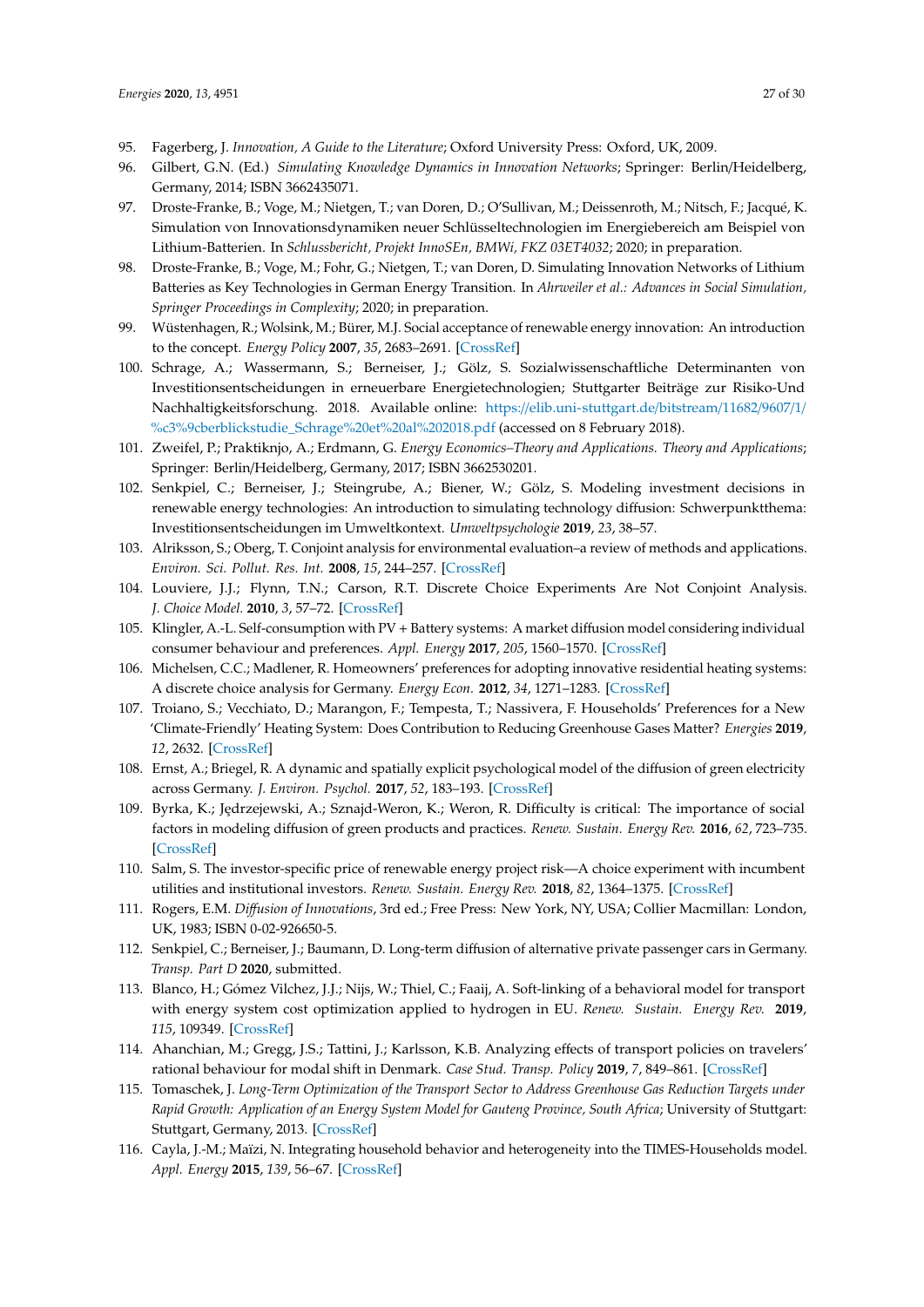95. Fagerberg, J. *Innovation, A Guide to the Literature*; Oxford University Press: Oxford, UK, 2009.
96. Gilbert, G.N. (Ed.) *Simulating Knowledge Dynamics in Innovation Networks*; Springer: Berlin/Heidelberg, Germany, 2014; ISBN 3662435071.
97. Droste-Franke, B.; Voge, M.; Nietgen, T.; van Doren, D.; O'Sullivan, M.; Deissenroth, M.; Nitsch, F.; Jacqué, K. Simulation von Innovationsdynamiken neuer Schlüsseltechnologien im Energiebereich am Beispiel von Lithium-Batterien. In *Schlussbericht, Projekt InnoSEn, BMWi, FKZ 03ET4032*; 2020; in preparation.
98. Droste-Franke, B.; Voge, M.; Fohr, G.; Nietgen, T.; van Doren, D. Simulating Innovation Networks of Lithium Batteries as Key Technologies in German Energy Transition. In *Ahrweiler et al.: Advances in Social Simulation, Springer Proceedings in Complexity*; 2020; in preparation.
99. Wüstenhagen, R.; Wolsink, M.; Bürer, M.J. Social acceptance of renewable energy innovation: An introduction to the concept. *Energy Policy* **2007**, *35*, 2683–2691. [CrossRef]
100. Schrage, A.; Wassermann, S.; Berneiser, J.; Gölz, S. Sozialwissenschaftliche Determinanten von Investitionsentscheidungen in erneuerbare Energietechnologien; Stuttgarter Beiträge zur Risiko-Und Nachhaltigkeitsforschung. 2018. Available online: https://elib.uni-stuttgart.de/bitstream/11682/9607/1/%c3%9cberblickstudie_Schrage%20et%20al%202018.pdf (accessed on 8 February 2018).
101. Zweifel, P.; Praktiknjo, A.; Erdmann, G. *Energy Economics–Theory and Applications. Theory and Applications*; Springer: Berlin/Heidelberg, Germany, 2017; ISBN 3662530201.
102. Senkpiel, C.; Berneiser, J.; Steingrube, A.; Biener, W.; Gölz, S. Modeling investment decisions in renewable energy technologies: An introduction to simulating technology diffusion: Schwerpunktthema: Investitionsentscheidungen im Umweltkontext. *Umweltpsychologie* **2019**, *23*, 38–57.
103. Alriksson, S.; Oberg, T. Conjoint analysis for environmental evaluation–a review of methods and applications. *Environ. Sci. Pollut. Res. Int.* **2008**, *15*, 244–257. [CrossRef]
104. Louviere, J.J.; Flynn, T.N.; Carson, R.T. Discrete Choice Experiments Are Not Conjoint Analysis. *J. Choice Model.* **2010**, *3*, 57–72. [CrossRef]
105. Klingler, A.-L. Self-consumption with PV + Battery systems: A market diffusion model considering individual consumer behaviour and preferences. *Appl. Energy* **2017**, *205*, 1560–1570. [CrossRef]
106. Michelsen, C.C.; Madlener, R. Homeowners' preferences for adopting innovative residential heating systems: A discrete choice analysis for Germany. *Energy Econ.* **2012**, *34*, 1271–1283. [CrossRef]
107. Troiano, S.; Vecchiato, D.; Marangon, F.; Tempesta, T.; Nassivera, F. Households' Preferences for a New 'Climate-Friendly' Heating System: Does Contribution to Reducing Greenhouse Gases Matter? *Energies* **2019**, *12*, 2632. [CrossRef]
108. Ernst, A.; Briegel, R. A dynamic and spatially explicit psychological model of the diffusion of green electricity across Germany. *J. Environ. Psychol.* **2017**, *52*, 183–193. [CrossRef]
109. Byrka, K.; Jędrzejewski, A.; Sznajd-Weron, K.; Weron, R. Difficulty is critical: The importance of social factors in modeling diffusion of green products and practices. *Renew. Sustain. Energy Rev.* **2016**, *62*, 723–735. [CrossRef]
110. Salm, S. The investor-specific price of renewable energy project risk—A choice experiment with incumbent utilities and institutional investors. *Renew. Sustain. Energy Rev.* **2018**, *82*, 1364–1375. [CrossRef]
111. Rogers, E.M. *Diffusion of Innovations*, 3rd ed.; Free Press: New York, NY, USA; Collier Macmillan: London, UK, 1983; ISBN 0-02-926650-5.
112. Senkpiel, C.; Berneiser, J.; Baumann, D. Long-term diffusion of alternative private passenger cars in Germany. *Transp. Part D* **2020**, submitted.
113. Blanco, H.; Gómez Vilchez, J.J.; Nijs, W.; Thiel, C.; Faaij, A. Soft-linking of a behavioral model for transport with energy system cost optimization applied to hydrogen in EU. *Renew. Sustain. Energy Rev.* **2019**, *115*, 109349. [CrossRef]
114. Ahanchian, M.; Gregg, J.S.; Tattini, J.; Karlsson, K.B. Analyzing effects of transport policies on travelers' rational behaviour for modal shift in Denmark. *Case Stud. Transp. Policy* **2019**, *7*, 849–861. [CrossRef]
115. Tomaschek, J. *Long-Term Optimization of the Transport Sector to Address Greenhouse Gas Reduction Targets under Rapid Growth: Application of an Energy System Model for Gauteng Province, South Africa*; University of Stuttgart: Stuttgart, Germany, 2013. [CrossRef]
116. Cayla, J.-M.; Maïzi, N. Integrating household behavior and heterogeneity into the TIMES-Households model. *Appl. Energy* **2015**, *139*, 56–67. [CrossRef]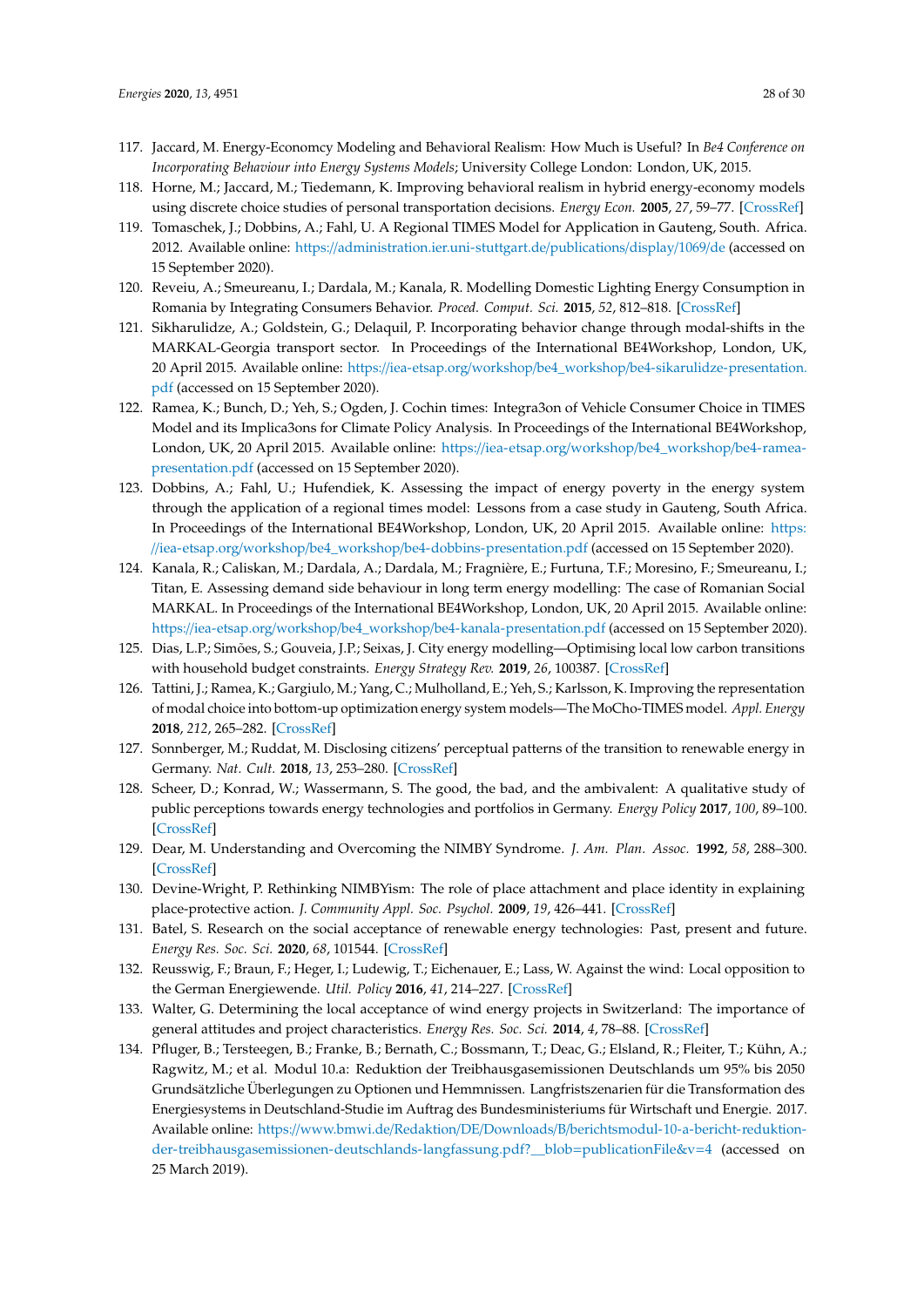117. Jaccard, M. Energy-Economcy Modeling and Behavioral Realism: How Much is Useful? In *Be4 Conference on Incorporating Behaviour into Energy Systems Models*; University College London: London, UK, 2015.
118. Horne, M.; Jaccard, M.; Tiedemann, K. Improving behavioral realism in hybrid energy-economy models using discrete choice studies of personal transportation decisions. *Energy Econ.* **2005**, *27*, 59–77. [CrossRef]
119. Tomaschek, J.; Dobbins, A.; Fahl, U. A Regional TIMES Model for Application in Gauteng, South. Africa. 2012. Available online: https://administration.ier.uni-stuttgart.de/publications/display/1069/de (accessed on 15 September 2020).
120. Reveiu, A.; Smeureanu, I.; Dardala, M.; Kanala, R. Modelling Domestic Lighting Energy Consumption in Romania by Integrating Consumers Behavior. *Proced. Comput. Sci.* **2015**, *52*, 812–818. [CrossRef]
121. Sikharulidze, A.; Goldstein, G.; Delaquil, P. Incorporating behavior change through modal-shifts in the MARKAL-Georgia transport sector. In Proceedings of the International BE4Workshop, London, UK, 20 April 2015. Available online: https://iea-etsap.org/workshop/be4_workshop/be4-sikarulidze-presentation.pdf (accessed on 15 September 2020).
122. Ramea, K.; Bunch, D.; Yeh, S.; Ogden, J. Cochin times: Integra3on of Vehicle Consumer Choice in TIMES Model and its Implica3ons for Climate Policy Analysis. In Proceedings of the International BE4Workshop, London, UK, 20 April 2015. Available online: https://iea-etsap.org/workshop/be4_workshop/be4-ramea-presentation.pdf (accessed on 15 September 2020).
123. Dobbins, A.; Fahl, U.; Hufendiek, K. Assessing the impact of energy poverty in the energy system through the application of a regional times model: Lessons from a case study in Gauteng, South Africa. In Proceedings of the International BE4Workshop, London, UK, 20 April 2015. Available online: https://iea-etsap.org/workshop/be4_workshop/be4-dobbins-presentation.pdf (accessed on 15 September 2020).
124. Kanala, R.; Caliskan, M.; Dardala, A.; Dardala, M.; Fragnière, E.; Furtuna, T.F.; Moresino, F.; Smeureanu, I.; Titan, E. Assessing demand side behaviour in long term energy modelling: The case of Romanian Social MARKAL. In Proceedings of the International BE4Workshop, London, UK, 20 April 2015. Available online: https://iea-etsap.org/workshop/be4_workshop/be4-kanala-presentation.pdf (accessed on 15 September 2020).
125. Dias, L.P.; Simões, S.; Gouveia, J.P.; Seixas, J. City energy modelling—Optimising local low carbon transitions with household budget constraints. *Energy Strategy Rev.* **2019**, *26*, 100387. [CrossRef]
126. Tattini, J.; Ramea, K.; Gargiulo, M.; Yang, C.; Mulholland, E.; Yeh, S.; Karlsson, K. Improving the representation of modal choice into bottom-up optimization energy system models—The MoCho-TIMES model. *Appl. Energy* **2018**, *212*, 265–282. [CrossRef]
127. Sonnberger, M.; Ruddat, M. Disclosing citizens' perceptual patterns of the transition to renewable energy in Germany. *Nat. Cult.* **2018**, *13*, 253–280. [CrossRef]
128. Scheer, D.; Konrad, W.; Wassermann, S. The good, the bad, and the ambivalent: A qualitative study of public perceptions towards energy technologies and portfolios in Germany. *Energy Policy* **2017**, *100*, 89–100. [CrossRef]
129. Dear, M. Understanding and Overcoming the NIMBY Syndrome. *J. Am. Plan. Assoc.* **1992**, *58*, 288–300. [CrossRef]
130. Devine-Wright, P. Rethinking NIMBYism: The role of place attachment and place identity in explaining place-protective action. *J. Community Appl. Soc. Psychol.* **2009**, *19*, 426–441. [CrossRef]
131. Batel, S. Research on the social acceptance of renewable energy technologies: Past, present and future. *Energy Res. Soc. Sci.* **2020**, *68*, 101544. [CrossRef]
132. Reusswig, F.; Braun, F.; Heger, I.; Ludewig, T.; Eichenauer, E.; Lass, W. Against the wind: Local opposition to the German Energiewende. *Util. Policy* **2016**, *41*, 214–227. [CrossRef]
133. Walter, G. Determining the local acceptance of wind energy projects in Switzerland: The importance of general attitudes and project characteristics. *Energy Res. Soc. Sci.* **2014**, *4*, 78–88. [CrossRef]
134. Pfluger, B.; Tersteegen, B.; Franke, B.; Bernath, C.; Bossmann, T.; Deac, G.; Elsland, R.; Fleiter, T.; Kühn, A.; Ragwitz, M.; et al. Modul 10.a: Reduktion der Treibhausgasemissionen Deutschlands um 95% bis 2050 Grundsätzliche Überlegungen zu Optionen und Hemmnissen. Langfristszenarien für die Transformation des Energiesystems in Deutschland-Studie im Auftrag des Bundesministeriums für Wirtschaft und Energie. 2017. Available online: https://www.bmwi.de/Redaktion/DE/Downloads/B/berichtsmodul-10-a-bericht-reduktion-der-treibhausgasemissionen-deutschlands-langfassung.pdf?__blob=publicationFile&v=4 (accessed on 25 March 2019).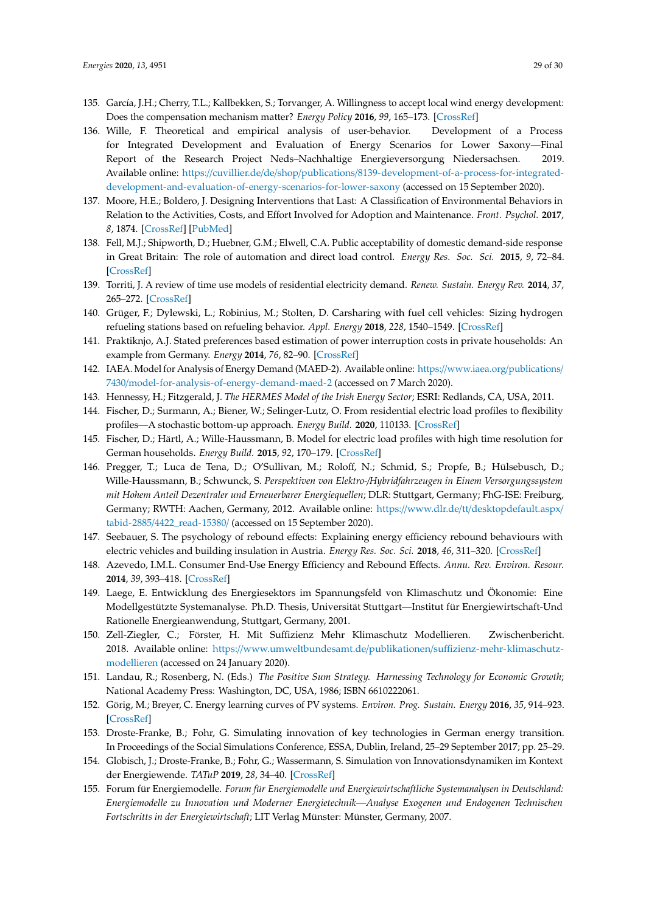135. García, J.H.; Cherry, T.L.; Kallbekken, S.; Torvanger, A. Willingness to accept local wind energy development: Does the compensation mechanism matter? *Energy Policy* **2016**, *99*, 165–173. [CrossRef]
136. Wille, F. Theoretical and empirical analysis of user-behavior. Development of a Process for Integrated Development and Evaluation of Energy Scenarios for Lower Saxony—Final Report of the Research Project Neds–Nachhaltige Energieversorgung Niedersachsen. 2019. Available online: https://cuvillier.de/de/shop/publications/8139-development-of-a-process-for-integrated-development-and-evaluation-of-energy-scenarios-for-lower-saxony (accessed on 15 September 2020).
137. Moore, H.E.; Boldero, J. Designing Interventions that Last: A Classification of Environmental Behaviors in Relation to the Activities, Costs, and Effort Involved for Adoption and Maintenance. *Front. Psychol.* **2017**, *8*, 1874. [CrossRef] [PubMed]
138. Fell, M.J.; Shipworth, D.; Huebner, G.M.; Elwell, C.A. Public acceptability of domestic demand-side response in Great Britain: The role of automation and direct load control. *Energy Res. Soc. Sci.* **2015**, *9*, 72–84. [CrossRef]
139. Torriti, J. A review of time use models of residential electricity demand. *Renew. Sustain. Energy Rev.* **2014**, *37*, 265–272. [CrossRef]
140. Grüger, F.; Dylewski, L.; Robinius, M.; Stolten, D. Carsharing with fuel cell vehicles: Sizing hydrogen refueling stations based on refueling behavior. *Appl. Energy* **2018**, *228*, 1540–1549. [CrossRef]
141. Praktiknjo, A.J. Stated preferences based estimation of power interruption costs in private households: An example from Germany. *Energy* **2014**, *76*, 82–90. [CrossRef]
142. IAEA. Model for Analysis of Energy Demand (MAED-2). Available online: https://www.iaea.org/publications/7430/model-for-analysis-of-energy-demand-maed-2 (accessed on 7 March 2020).
143. Hennessy, H.; Fitzgerald, J. *The HERMES Model of the Irish Energy Sector*; ESRI: Redlands, CA, USA, 2011.
144. Fischer, D.; Surmann, A.; Biener, W.; Selinger-Lutz, O. From residential electric load profiles to flexibility profiles—A stochastic bottom-up approach. *Energy Build.* **2020**, 110133. [CrossRef]
145. Fischer, D.; Härtl, A.; Wille-Haussmann, B. Model for electric load profiles with high time resolution for German households. *Energy Build.* **2015**, *92*, 170–179. [CrossRef]
146. Pregger, T.; Luca de Tena, D.; O'Sullivan, M.; Roloff, N.; Schmid, S.; Propfe, B.; Hülsebusch, D.; Wille-Haussmann, B.; Schwunck, S. *Perspektiven von Elektro-/Hybridfahrzeugen in Einem Versorgungssystem mit Hohem Anteil Dezentraler und Erneuerbarer Energiequellen*; DLR: Stuttgart, Germany; FhG-ISE: Freiburg, Germany; RWTH: Aachen, Germany, 2012. Available online: https://www.dlr.de/tt/desktopdefault.aspx/tabid-2885/4422_read-15380/ (accessed on 15 September 2020).
147. Seebauer, S. The psychology of rebound effects: Explaining energy efficiency rebound behaviours with electric vehicles and building insulation in Austria. *Energy Res. Soc. Sci.* **2018**, *46*, 311–320. [CrossRef]
148. Azevedo, I.M.L. Consumer End-Use Energy Efficiency and Rebound Effects. *Annu. Rev. Environ. Resour.* **2014**, *39*, 393–418. [CrossRef]
149. Laege, E. Entwicklung des Energiesektors im Spannungsfeld von Klimaschutz und Ökonomie: Eine Modellgestützte Systemanalyse. Ph.D. Thesis, Universität Stuttgart—Institut für Energiewirtschaft-Und Rationelle Energieanwendung, Stuttgart, Germany, 2001.
150. Zell-Ziegler, C.; Förster, H. Mit Suffizienz Mehr Klimaschutz Modellieren. Zwischenbericht. 2018. Available online: https://www.umweltbundesamt.de/publikationen/suffizienz-mehr-klimaschutz-modellieren (accessed on 24 January 2020).
151. Landau, R.; Rosenberg, N. (Eds.) *The Positive Sum Strategy. Harnessing Technology for Economic Growth*; National Academy Press: Washington, DC, USA, 1986; ISBN 6610222061.
152. Görig, M.; Breyer, C. Energy learning curves of PV systems. *Environ. Prog. Sustain. Energy* **2016**, *35*, 914–923. [CrossRef]
153. Droste-Franke, B.; Fohr, G. Simulating innovation of key technologies in German energy transition. In Proceedings of the Social Simulations Conference, ESSA, Dublin, Ireland, 25–29 September 2017; pp. 25–29.
154. Globisch, J.; Droste-Franke, B.; Fohr, G.; Wassermann, S. Simulation von Innovationsdynamiken im Kontext der Energiewende. *TATuP* **2019**, *28*, 34–40. [CrossRef]
155. Forum für Energiemodelle. *Forum für Energiemodelle und Energiewirtschaftliche Systemanalysen in Deutschland: Energiemodelle zu Innovation und Moderner Energietechnik—Analyse Exogenen und Endogenen Technischen Fortschritts in der Energiewirtschaft*; LIT Verlag Münster: Münster, Germany, 2007.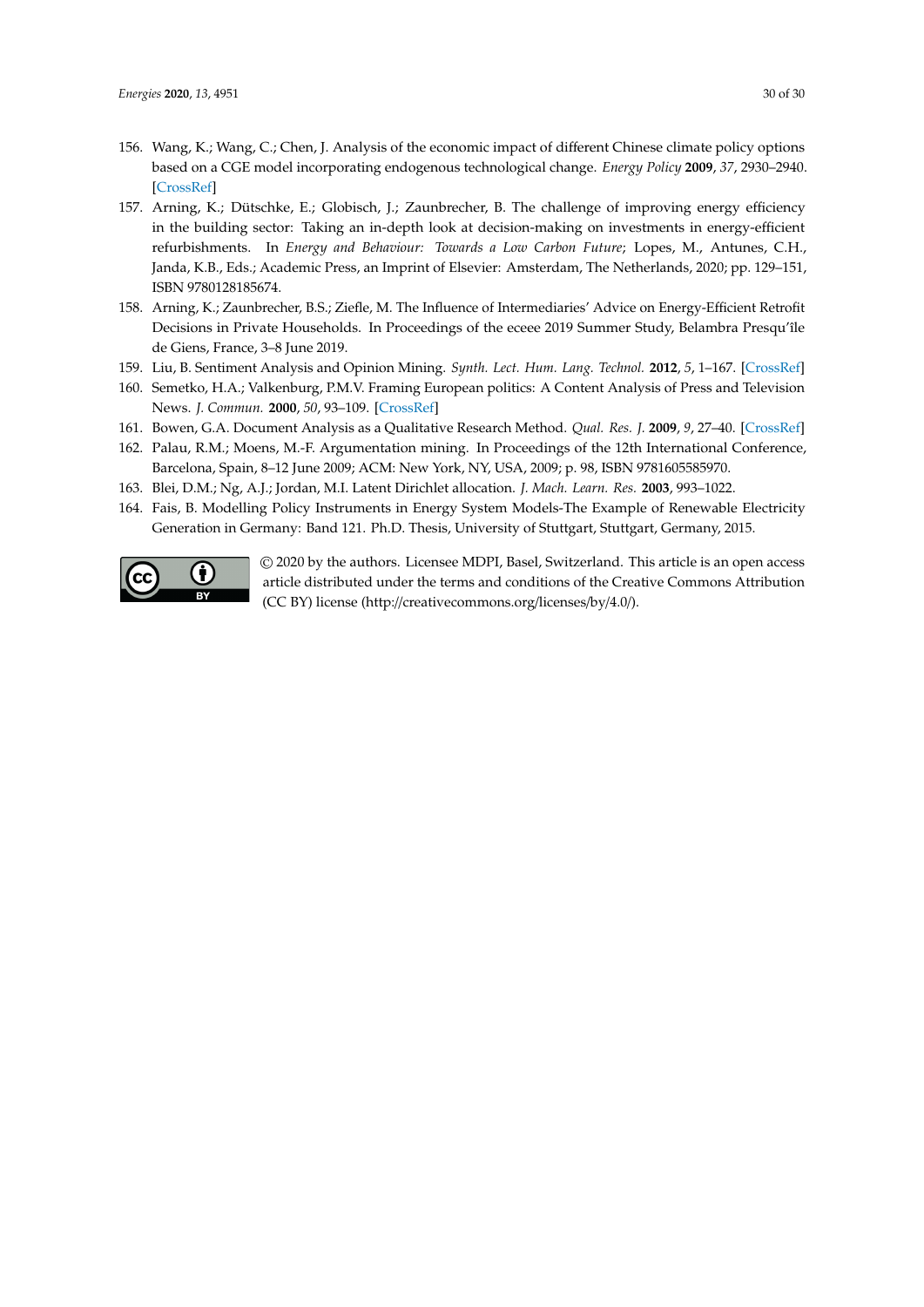156. Wang, K.; Wang, C.; Chen, J. Analysis of the economic impact of different Chinese climate policy options based on a CGE model incorporating endogenous technological change. *Energy Policy* **2009**, *37*, 2930–2940. [CrossRef]
157. Arning, K.; Dütschke, E.; Globisch, J.; Zaunbrecher, B. The challenge of improving energy efficiency in the building sector: Taking an in-depth look at decision-making on investments in energy-efficient refurbishments. In *Energy and Behaviour: Towards a Low Carbon Future*; Lopes, M., Antunes, C.H., Janda, K.B., Eds.; Academic Press, an Imprint of Elsevier: Amsterdam, The Netherlands, 2020; pp. 129–151, ISBN 9780128185674.
158. Arning, K.; Zaunbrecher, B.S.; Ziefle, M. The Influence of Intermediaries' Advice on Energy-Efficient Retrofit Decisions in Private Households. In Proceedings of the eceee 2019 Summer Study, Belambra Presqu'île de Giens, France, 3–8 June 2019.
159. Liu, B. Sentiment Analysis and Opinion Mining. *Synth. Lect. Hum. Lang. Technol.* **2012**, *5*, 1–167. [CrossRef]
160. Semetko, H.A.; Valkenburg, P.M.V. Framing European politics: A Content Analysis of Press and Television News. *J. Commun.* **2000**, *50*, 93–109. [CrossRef]
161. Bowen, G.A. Document Analysis as a Qualitative Research Method. *Qual. Res. J.* **2009**, *9*, 27–40. [CrossRef]
162. Palau, R.M.; Moens, M.-F. Argumentation mining. In Proceedings of the 12th International Conference, Barcelona, Spain, 8–12 June 2009; ACM: New York, NY, USA, 2009; p. 98, ISBN 9781605585970.
163. Blei, D.M.; Ng, A.J.; Jordan, M.I. Latent Dirichlet allocation. *J. Mach. Learn. Res.* **2003**, 993–1022.
164. Fais, B. Modelling Policy Instruments in Energy System Models-The Example of Renewable Electricity Generation in Germany: Band 121. Ph.D. Thesis, University of Stuttgart, Stuttgart, Germany, 2015.

© 2020 by the authors. Licensee MDPI, Basel, Switzerland. This article is an open access article distributed under the terms and conditions of the Creative Commons Attribution (CC BY) license (http://creativecommons.org/licenses/by/4.0/).